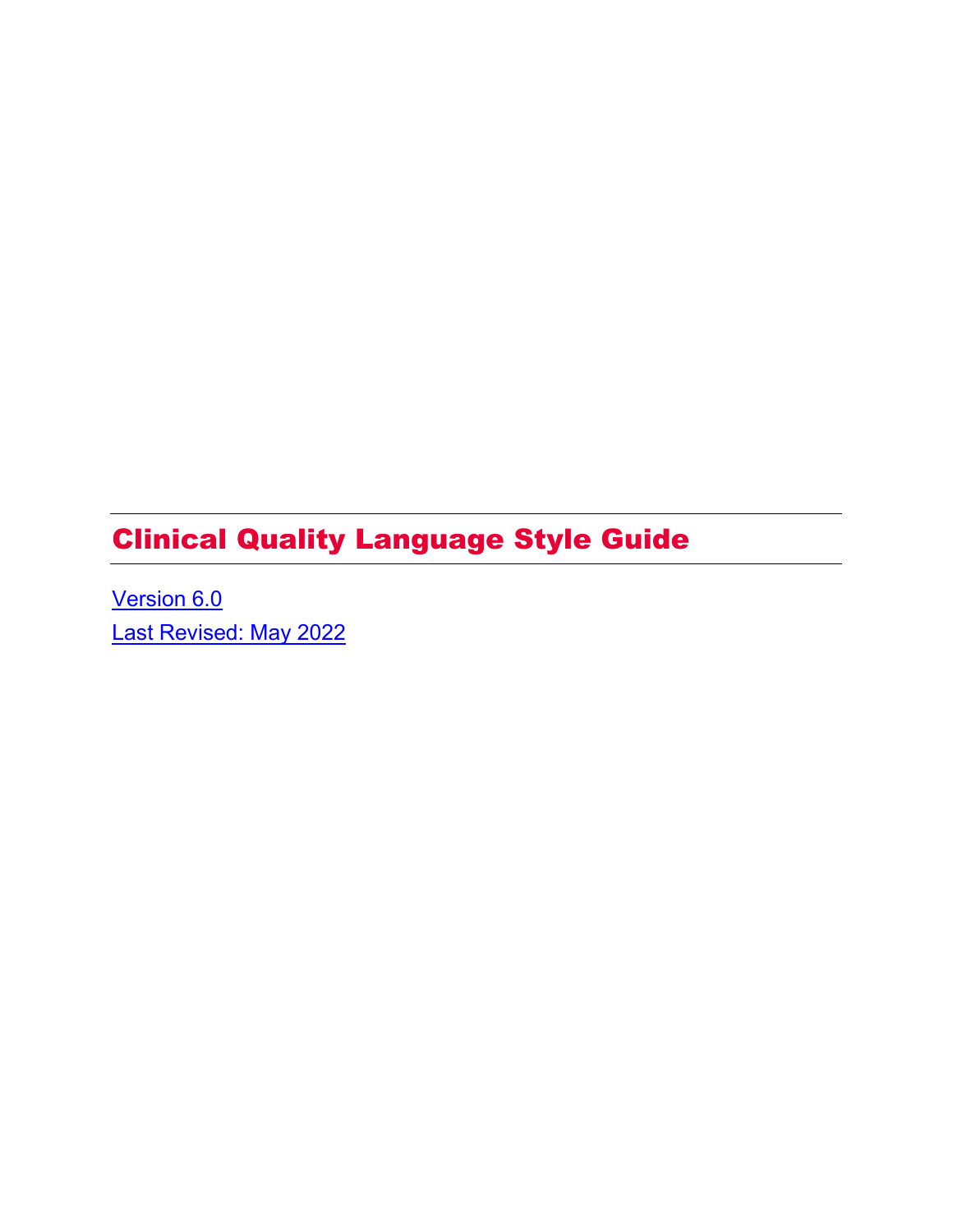# Clinical Quality Language Style Guide

[Version 6.0]()

[Last Revised: May 2022]()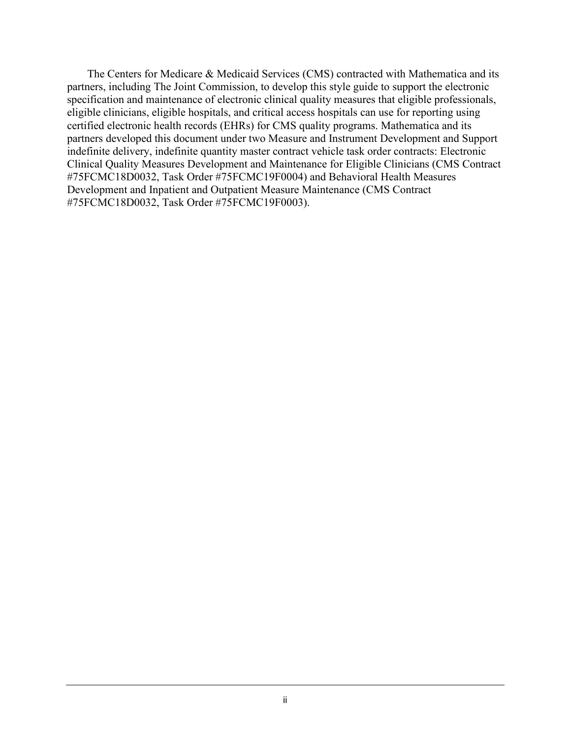The Centers for Medicare & Medicaid Services (CMS) contracted with Mathematica and its partners, including The Joint Commission, to develop this style guide to support the electronic specification and maintenance of electronic clinical quality measures that eligible professionals, eligible clinicians, eligible hospitals, and critical access hospitals can use for reporting using certified electronic health records (EHRs) for CMS quality programs. Mathematica and its partners developed this document under two Measure and Instrument Development and Support indefinite delivery, indefinite quantity master contract vehicle task order contracts: Electronic Clinical Quality Measures Development and Maintenance for Eligible Clinicians (CMS Contract #75FCMC18D0032, Task Order #75FCMC19F0004) and Behavioral Health Measures Development and Inpatient and Outpatient Measure Maintenance (CMS Contract #75FCMC18D0032, Task Order #75FCMC19F0003).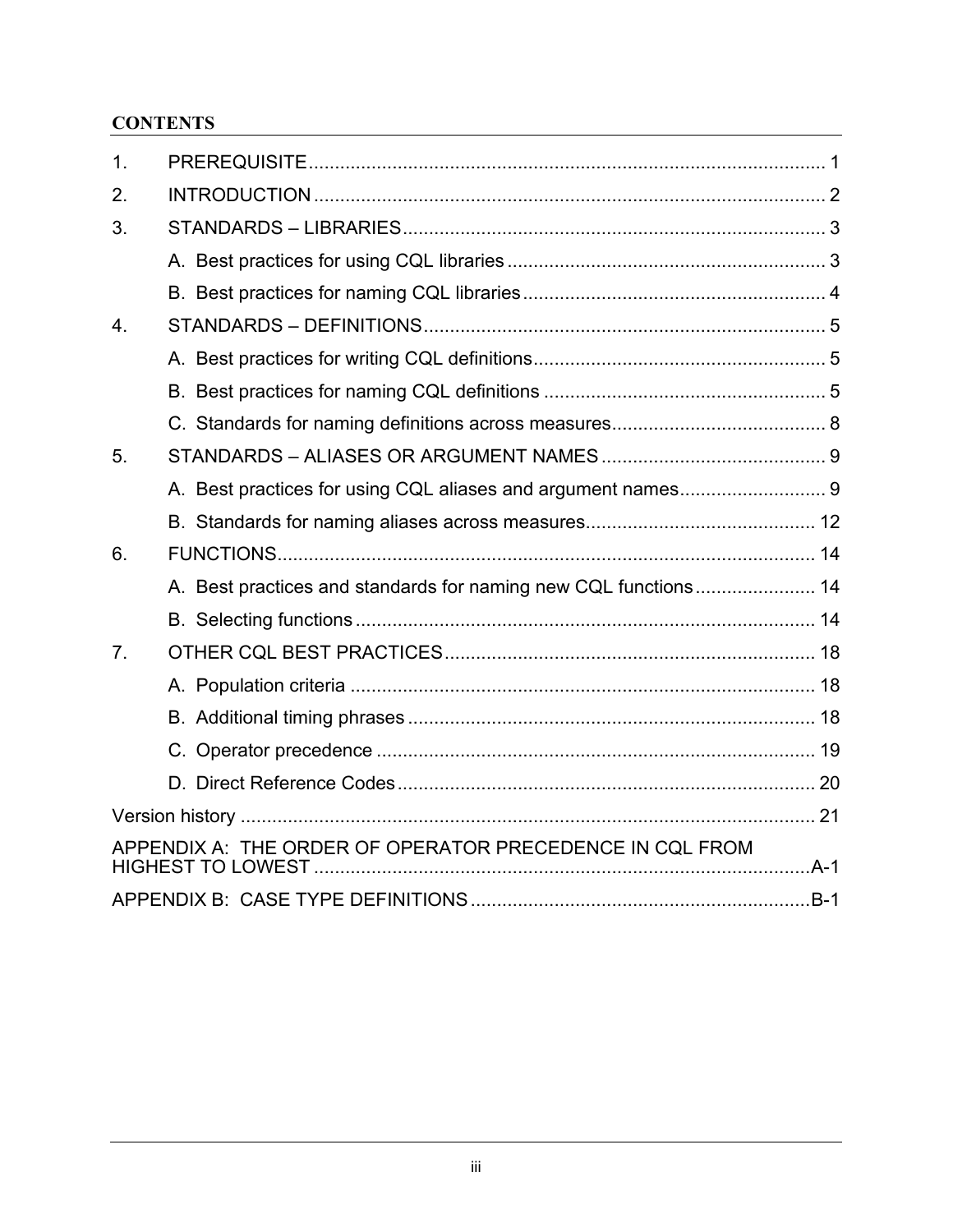**CONTENTS**

1. PREREQUISITE ........................................................................................ 1
2. INTRODUCTION ........................................................................................ 2
3. STANDARDS – LIBRARIES ........................................................................................ 3
   - A. Best practices for using CQL libraries ........................................................................................ 3
   - B. Best practices for naming CQL libraries ........................................................................................ 4
4. STANDARDS – DEFINITIONS ........................................................................................ 5
   - A. Best practices for writing CQL definitions ........................................................................................ 5
   - B. Best practices for naming CQL definitions ........................................................................................ 5
   - C. Standards for naming definitions across measures ........................................................................................ 8
5. STANDARDS – ALIASES OR ARGUMENT NAMES ........................................................................................ 9
   - A. Best practices for using CQL aliases and argument names ........................................................................................ 9
   - B. Standards for naming aliases across measures ........................................................................................ 12
6. FUNCTIONS ........................................................................................ 14
   - A. Best practices and standards for naming new CQL functions ........................................................................................ 14
   - B. Selecting functions ........................................................................................ 14
7. OTHER CQL BEST PRACTICES ........................................................................................ 18
   - A. Population criteria ........................................................................................ 18
   - B. Additional timing phrases ........................................................................................ 18
   - C. Operator precedence ........................................................................................ 19
   - D. Direct Reference Codes ........................................................................................ 20

Version history ........................................................................................ 21

APPENDIX A: THE ORDER OF OPERATOR PRECEDENCE IN CQL FROM HIGHEST TO LOWEST ........................................................................................ A-1

APPENDIX B: CASE TYPE DEFINITIONS ........................................................................................ B-1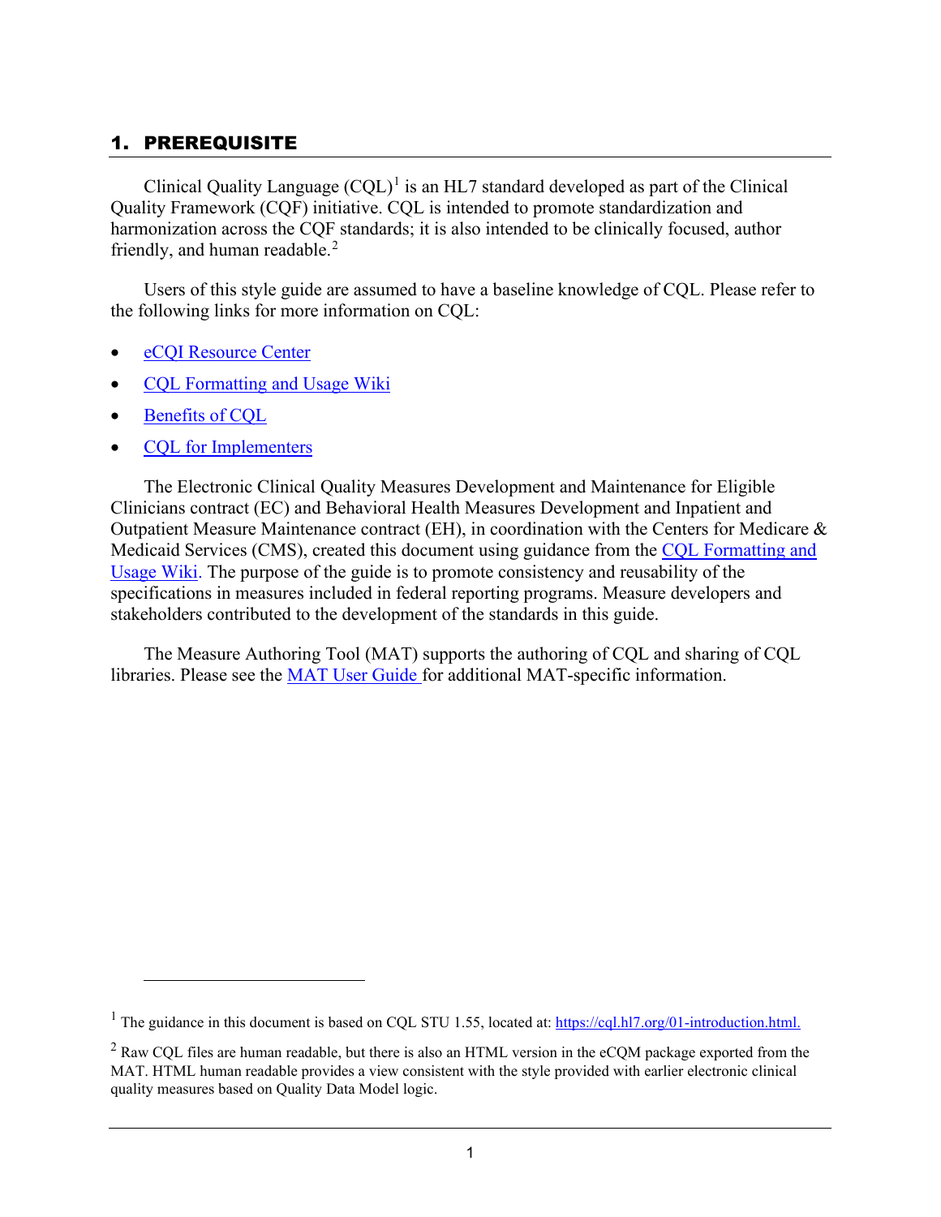# 1. PREREQUISITE

Clinical Quality Language (CQL)[1] is an HL7 standard developed as part of the Clinical Quality Framework (CQF) initiative. CQL is intended to promote standardization and harmonization across the CQF standards; it is also intended to be clinically focused, author friendly, and human readable.[2]

Users of this style guide are assumed to have a baseline knowledge of CQL. Please refer to the following links for more information on CQL:

- eCQI Resource Center
- CQL Formatting and Usage Wiki
- Benefits of CQL
- CQL for Implementers

The Electronic Clinical Quality Measures Development and Maintenance for Eligible Clinicians contract (EC) and Behavioral Health Measures Development and Inpatient and Outpatient Measure Maintenance contract (EH), in coordination with the Centers for Medicare & Medicaid Services (CMS), created this document using guidance from the CQL Formatting and Usage Wiki. The purpose of the guide is to promote consistency and reusability of the specifications in measures included in federal reporting programs. Measure developers and stakeholders contributed to the development of the standards in this guide.

The Measure Authoring Tool (MAT) supports the authoring of CQL and sharing of CQL libraries. Please see the MAT User Guide for additional MAT-specific information.

---

[1] The guidance in this document is based on CQL STU 1.55, located at: https://cql.hl7.org/01-introduction.html.

[2] Raw CQL files are human readable, but there is also an HTML version in the eCQM package exported from the MAT. HTML human readable provides a view consistent with the style provided with earlier electronic clinical quality measures based on Quality Data Model logic.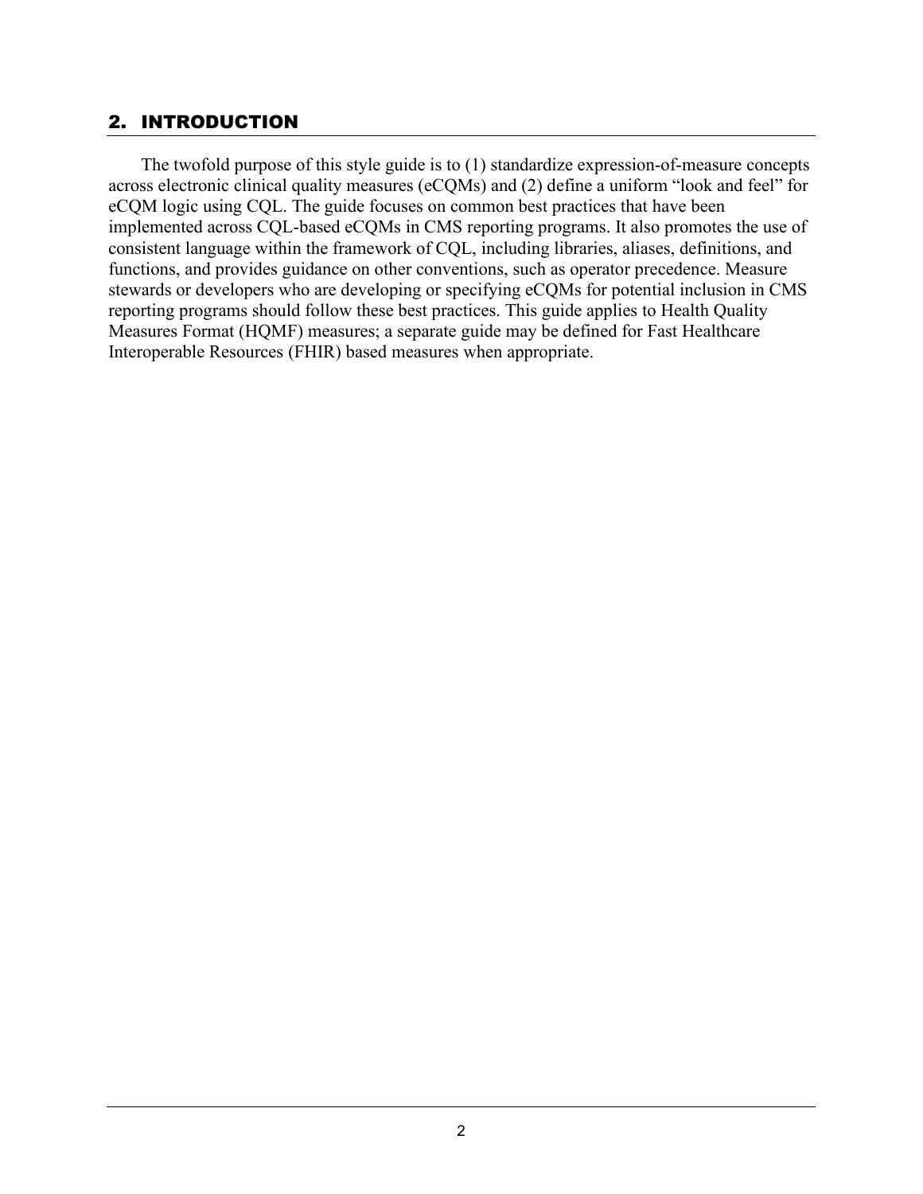## 2. INTRODUCTION

The twofold purpose of this style guide is to (1) standardize expression-of-measure concepts across electronic clinical quality measures (eCQMs) and (2) define a uniform "look and feel" for eCQM logic using CQL. The guide focuses on common best practices that have been implemented across CQL-based eCQMs in CMS reporting programs. It also promotes the use of consistent language within the framework of CQL, including libraries, aliases, definitions, and functions, and provides guidance on other conventions, such as operator precedence. Measure stewards or developers who are developing or specifying eCQMs for potential inclusion in CMS reporting programs should follow these best practices. This guide applies to Health Quality Measures Format (HQMF) measures; a separate guide may be defined for Fast Healthcare Interoperable Resources (FHIR) based measures when appropriate.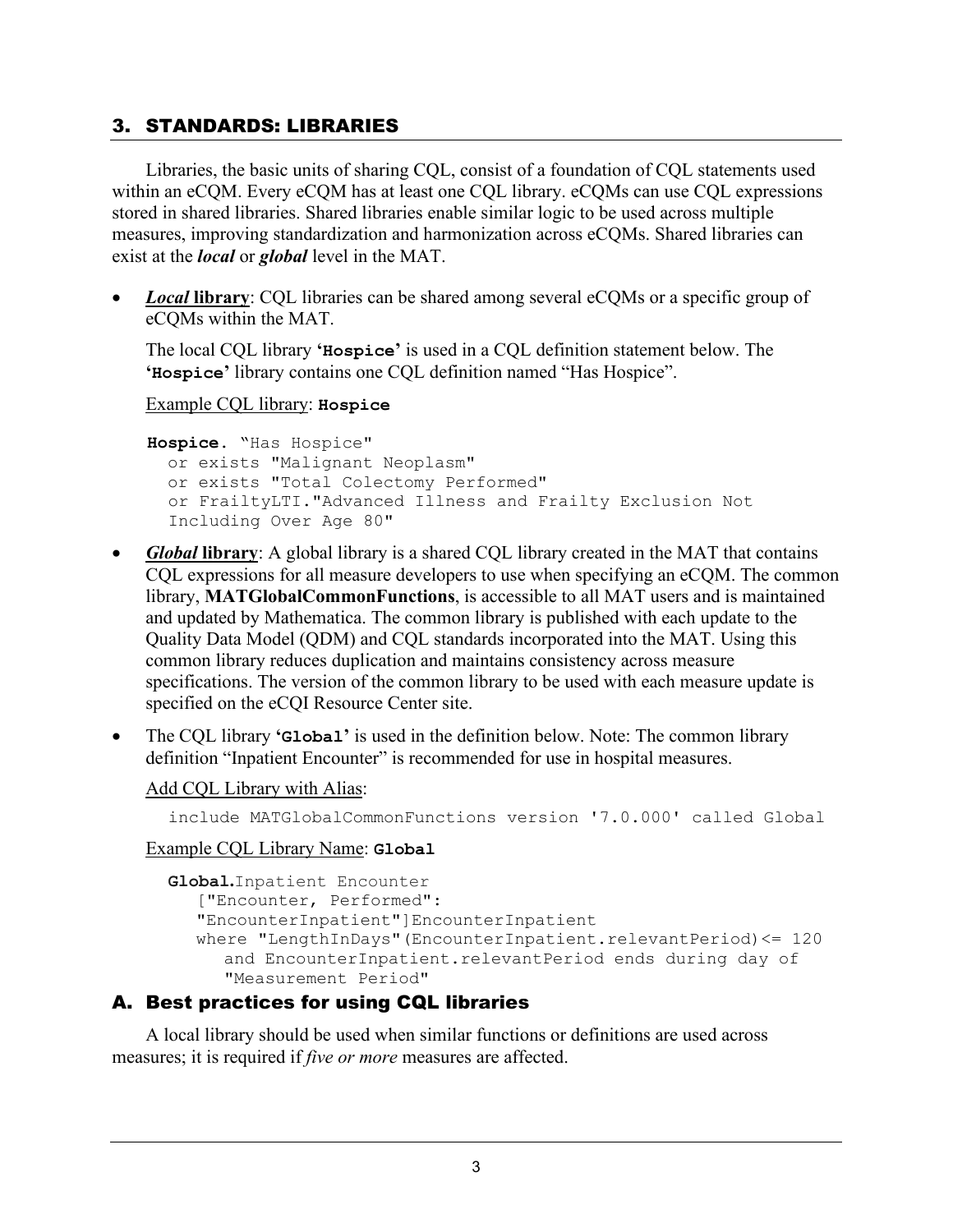## 3. STANDARDS: LIBRARIES

Libraries, the basic units of sharing CQL, consist of a foundation of CQL statements used within an eCQM. Every eCQM has at least one CQL library. eCQMs can use CQL expressions stored in shared libraries. Shared libraries enable similar logic to be used across multiple measures, improving standardization and harmonization across eCQMs. Shared libraries can exist at the ***local*** or ***global*** level in the MAT.

- ***Local*** **library**: CQL libraries can be shared among several eCQMs or a specific group of eCQMs within the MAT.

  The local CQL library **'Hospice'** is used in a CQL definition statement below. The **'Hospice'** library contains one CQL definition named "Has Hospice".

  Example CQL library: **Hospice**

  ```
  Hospice. "Has Hospice"
    or exists "Malignant Neoplasm"
    or exists "Total Colectomy Performed"
    or FrailtyLTI."Advanced Illness and Frailty Exclusion Not
    Including Over Age 80"
  ```

- ***Global*** **library**: A global library is a shared CQL library created in the MAT that contains CQL expressions for all measure developers to use when specifying an eCQM. The common library, **MATGlobalCommonFunctions**, is accessible to all MAT users and is maintained and updated by Mathematica. The common library is published with each update to the Quality Data Model (QDM) and CQL standards incorporated into the MAT. Using this common library reduces duplication and maintains consistency across measure specifications. The version of the common library to be used with each measure update is specified on the eCQI Resource Center site.

- The CQL library **'Global'** is used in the definition below. Note: The common library definition "Inpatient Encounter" is recommended for use in hospital measures.

  Add CQL Library with Alias:

  ```
  include MATGlobalCommonFunctions version '7.0.000' called Global
  ```

  Example CQL Library Name: **Global**

  ```
  Global.Inpatient Encounter
     ["Encounter, Performed":
     "EncounterInpatient"]EncounterInpatient
     where "LengthInDays"(EncounterInpatient.relevantPeriod)<= 120
        and EncounterInpatient.relevantPeriod ends during day of
        "Measurement Period"
  ```

### A. Best practices for using CQL libraries

A local library should be used when similar functions or definitions are used across measures; it is required if *five or more* measures are affected.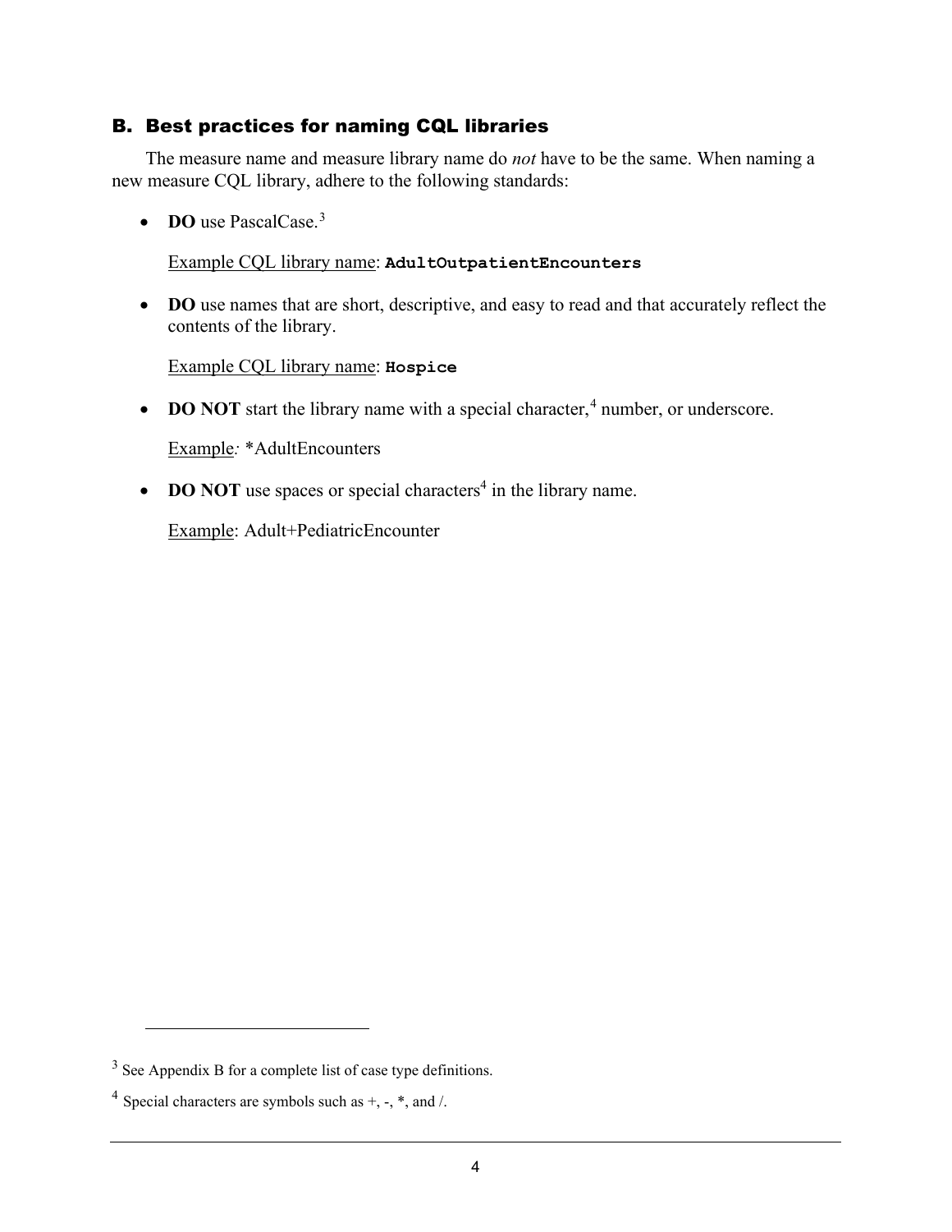## B. Best practices for naming CQL libraries

The measure name and measure library name do *not* have to be the same. When naming a new measure CQL library, adhere to the following standards:

- **DO** use PascalCase.[3]

  Example CQL library name: **`AdultOutpatientEncounters`**

- **DO** use names that are short, descriptive, and easy to read and that accurately reflect the contents of the library.

  Example CQL library name: **`Hospice`**

- **DO NOT** start the library name with a special character,[4] number, or underscore.

  Example*:* *AdultEncounters

- **DO NOT** use spaces or special characters[4] in the library name.

  Example: Adult+PediatricEncounter

---

[3] See Appendix B for a complete list of case type definitions.

[4] Special characters are symbols such as +, -, *, and /.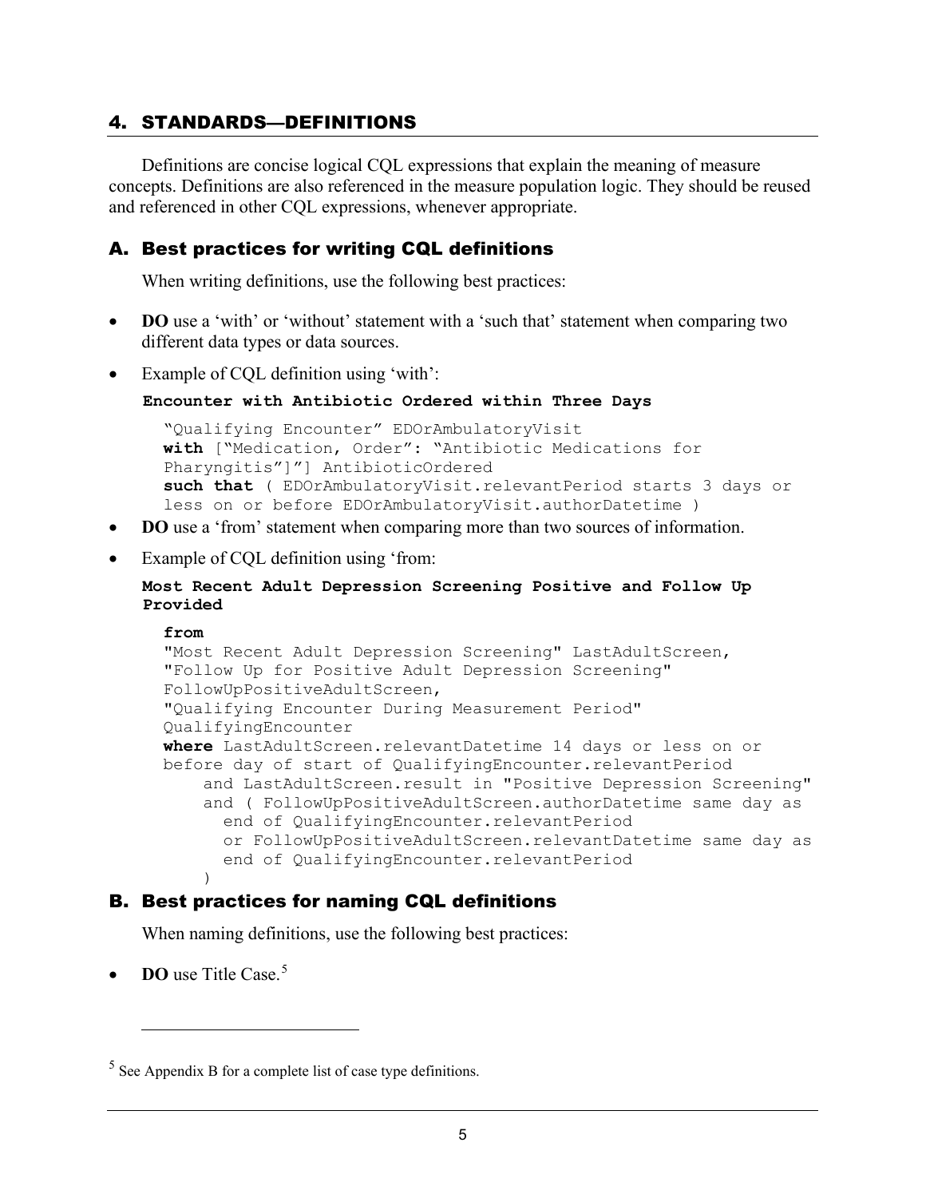## 4. STANDARDS—DEFINITIONS

Definitions are concise logical CQL expressions that explain the meaning of measure concepts. Definitions are also referenced in the measure population logic. They should be reused and referenced in other CQL expressions, whenever appropriate.

### A. Best practices for writing CQL definitions

When writing definitions, use the following best practices:

- **DO** use a 'with' or 'without' statement with a 'such that' statement when comparing two different data types or data sources.
- Example of CQL definition using 'with':

**Encounter with Antibiotic Ordered within Three Days**

```
"Qualifying Encounter" EDOrAmbulatoryVisit
with ["Medication, Order": "Antibiotic Medications for
Pharyngitis"]"] AntibioticOrdered
such that ( EDOrAmbulatoryVisit.relevantPeriod starts 3 days or
less on or before EDOrAmbulatoryVisit.authorDatetime )
```

- **DO** use a 'from' statement when comparing more than two sources of information.
- Example of CQL definition using 'from:

**Most Recent Adult Depression Screening Positive and Follow Up Provided**

```
from
"Most Recent Adult Depression Screening" LastAdultScreen,
"Follow Up for Positive Adult Depression Screening"
FollowUpPositiveAdultScreen,
"Qualifying Encounter During Measurement Period"
QualifyingEncounter
where LastAdultScreen.relevantDatetime 14 days or less on or
before day of start of QualifyingEncounter.relevantPeriod
    and LastAdultScreen.result in "Positive Depression Screening"
    and ( FollowUpPositiveAdultScreen.authorDatetime same day as
      end of QualifyingEncounter.relevantPeriod
      or FollowUpPositiveAdultScreen.relevantDatetime same day as
      end of QualifyingEncounter.relevantPeriod
    )
```

### B. Best practices for naming CQL definitions

When naming definitions, use the following best practices:

- **DO** use Title Case.[5]

[5] See Appendix B for a complete list of case type definitions.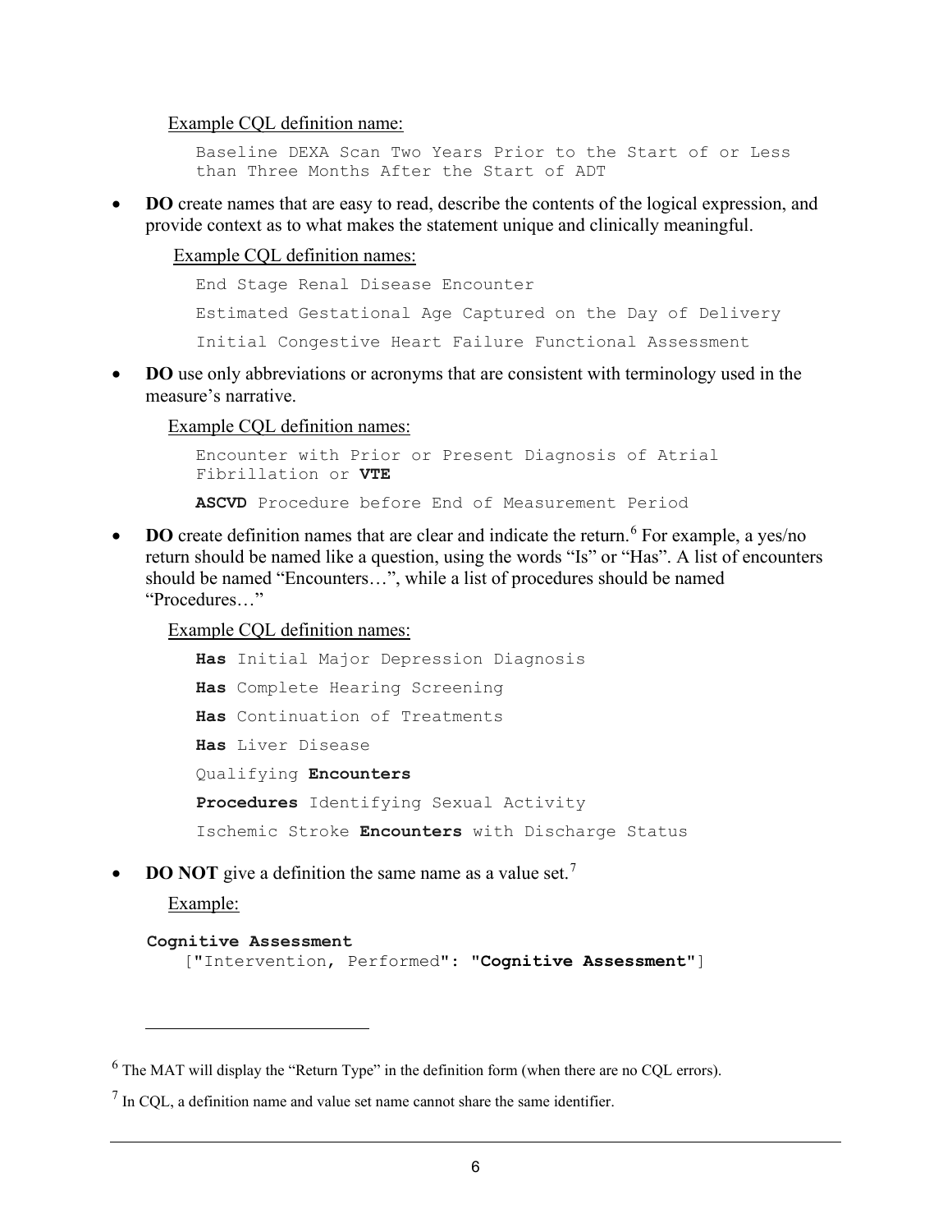Example CQL definition name:

```
Baseline DEXA Scan Two Years Prior to the Start of or Less
than Three Months After the Start of ADT
```

- **DO** create names that are easy to read, describe the contents of the logical expression, and provide context as to what makes the statement unique and clinically meaningful.

  Example CQL definition names:

  ```
  End Stage Renal Disease Encounter
  Estimated Gestational Age Captured on the Day of Delivery
  Initial Congestive Heart Failure Functional Assessment
  ```

- **DO** use only abbreviations or acronyms that are consistent with terminology used in the measure's narrative.

  Example CQL definition names:

  ```
  Encounter with Prior or Present Diagnosis of Atrial
  Fibrillation or VTE
  ASCVD Procedure before End of Measurement Period
  ```

- **DO** create definition names that are clear and indicate the return.[6] For example, a yes/no return should be named like a question, using the words "Is" or "Has". A list of encounters should be named "Encounters…", while a list of procedures should be named "Procedures…"

  Example CQL definition names:

  ```
  Has Initial Major Depression Diagnosis
  Has Complete Hearing Screening
  Has Continuation of Treatments
  Has Liver Disease
  Qualifying Encounters
  Procedures Identifying Sexual Activity
  Ischemic Stroke Encounters with Discharge Status
  ```

- **DO NOT** give a definition the same name as a value set.[7]

  Example:

  ```
  Cognitive Assessment
    ["Intervention, Performed": "Cognitive Assessment"]
  ```

---

[6] The MAT will display the "Return Type" in the definition form (when there are no CQL errors).

[7] In CQL, a definition name and value set name cannot share the same identifier.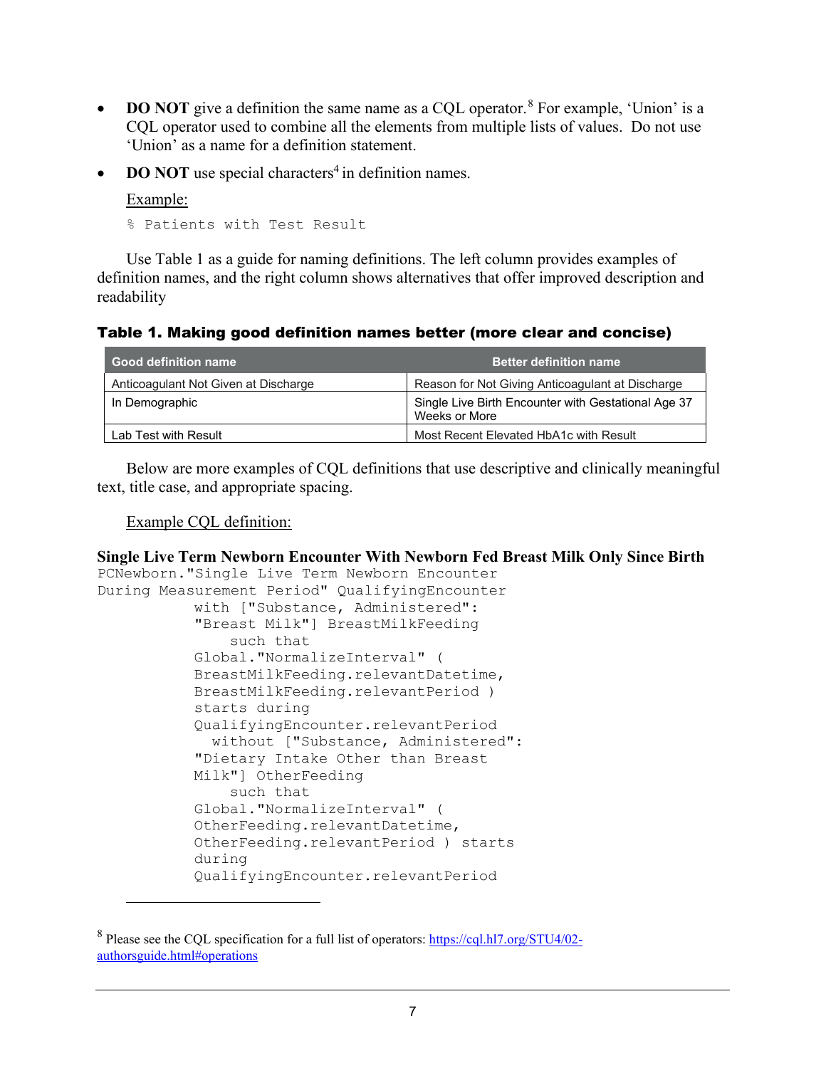- **DO NOT** give a definition the same name as a CQL operator.[8] For example, 'Union' is a CQL operator used to combine all the elements from multiple lists of values. Do not use 'Union' as a name for a definition statement.
- **DO NOT** use special characters[4] in definition names.

  Example:

  ```
  % Patients with Test Result
  ```

Use Table 1 as a guide for naming definitions. The left column provides examples of definition names, and the right column shows alternatives that offer improved description and readability

**Table 1. Making good definition names better (more clear and concise)**

| Good definition name | Better definition name |
|---|---|
| Anticoagulant Not Given at Discharge | Reason for Not Giving Anticoagulant at Discharge |
| In Demographic | Single Live Birth Encounter with Gestational Age 37 Weeks or More |
| Lab Test with Result | Most Recent Elevated HbA1c with Result |

Below are more examples of CQL definitions that use descriptive and clinically meaningful text, title case, and appropriate spacing.

Example CQL definition:

**Single Live Term Newborn Encounter With Newborn Fed Breast Milk Only Since Birth**

```
PCNewborn."Single Live Term Newborn Encounter
During Measurement Period" QualifyingEncounter
           with ["Substance, Administered":
           "Breast Milk"] BreastMilkFeeding
               such that
           Global."NormalizeInterval" (
           BreastMilkFeeding.relevantDatetime,
           BreastMilkFeeding.relevantPeriod )
           starts during
           QualifyingEncounter.relevantPeriod
             without ["Substance, Administered":
           "Dietary Intake Other than Breast
           Milk"] OtherFeeding
               such that
           Global."NormalizeInterval" (
           OtherFeeding.relevantDatetime,
           OtherFeeding.relevantPeriod ) starts
           during
           QualifyingEncounter.relevantPeriod
```

---

[8] Please see the CQL specification for a full list of operators: https://cql.hl7.org/STU4/02-authorsguide.html#operations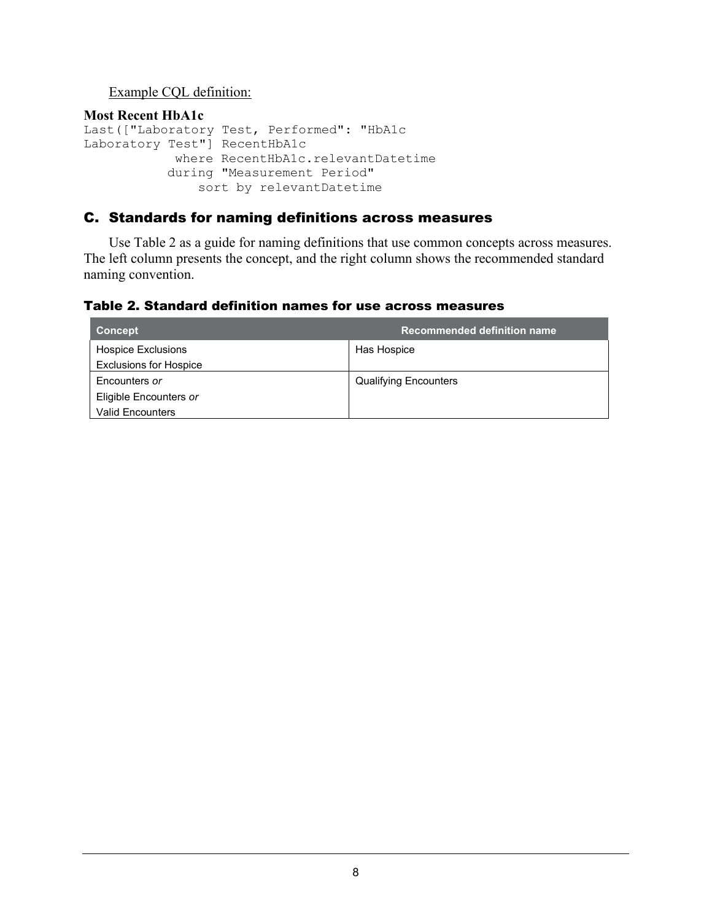Example CQL definition:

**Most Recent HbA1c**

```
Last(["Laboratory Test, Performed": "HbA1c
Laboratory Test"] RecentHbA1c
            where RecentHbA1c.relevantDatetime
           during "Measurement Period"
               sort by relevantDatetime
```

## C. Standards for naming definitions across measures

Use Table 2 as a guide for naming definitions that use common concepts across measures. The left column presents the concept, and the right column shows the recommended standard naming convention.

### Table 2. Standard definition names for use across measures

| Concept | Recommended definition name |
|---|---|
| Hospice Exclusions<br>Exclusions for Hospice | Has Hospice |
| Encounters *or*<br>Eligible Encounters *or*<br>Valid Encounters | Qualifying Encounters |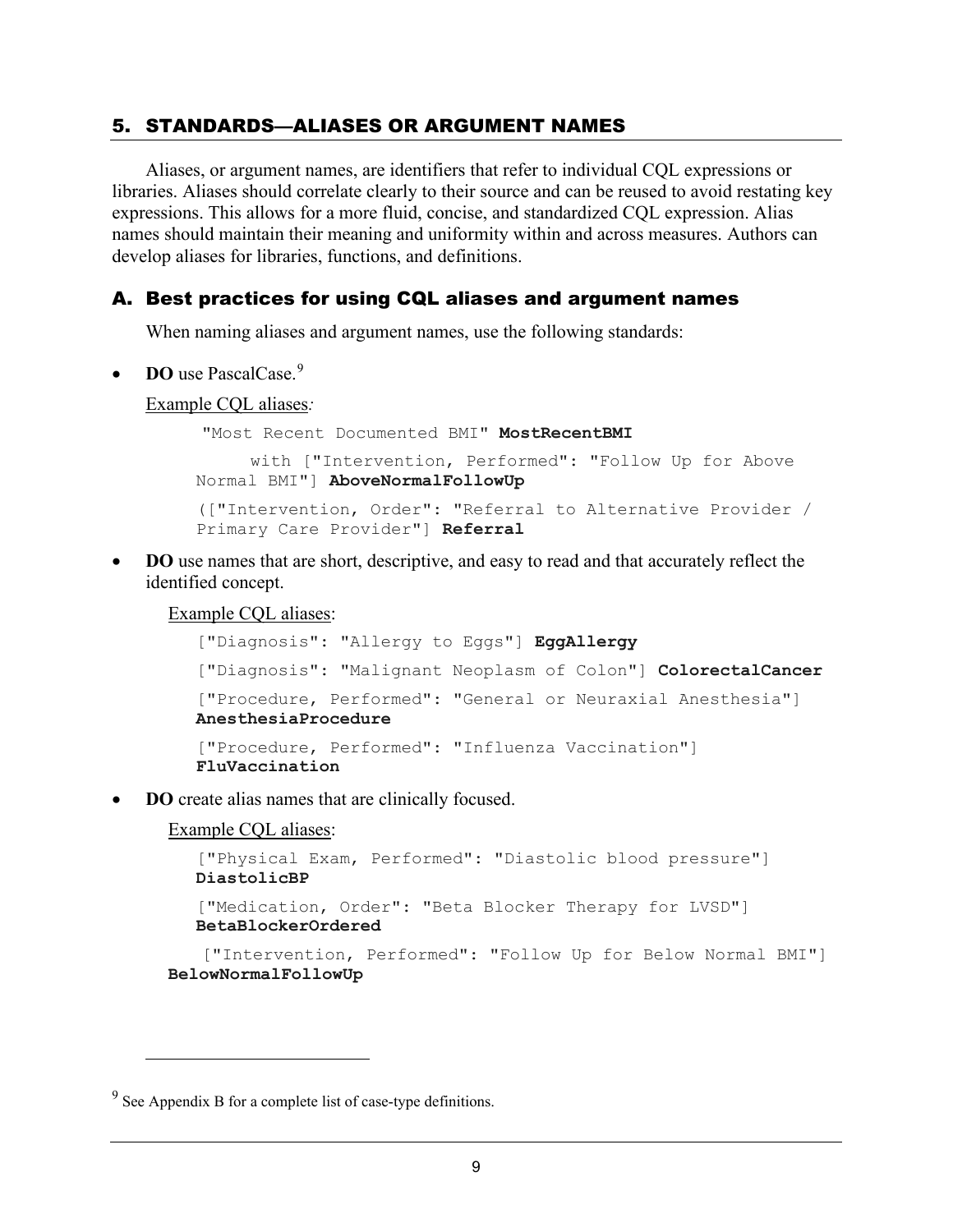## 5. STANDARDS—ALIASES OR ARGUMENT NAMES

Aliases, or argument names, are identifiers that refer to individual CQL expressions or libraries. Aliases should correlate clearly to their source and can be reused to avoid restating key expressions. This allows for a more fluid, concise, and standardized CQL expression. Alias names should maintain their meaning and uniformity within and across measures. Authors can develop aliases for libraries, functions, and definitions.

### A. Best practices for using CQL aliases and argument names

When naming aliases and argument names, use the following standards:

- **DO** use PascalCase.[9]

  Example CQL aliases*:*

  ```
  "Most Recent Documented BMI" MostRecentBMI
       with ["Intervention, Performed": "Follow Up for Above Normal BMI"] AboveNormalFollowUp
  (["Intervention, Order": "Referral to Alternative Provider / Primary Care Provider"] Referral
  ```

- **DO** use names that are short, descriptive, and easy to read and that accurately reflect the identified concept.

  Example CQL aliases:

  ```
  ["Diagnosis": "Allergy to Eggs"] EggAllergy
  ["Diagnosis": "Malignant Neoplasm of Colon"] ColorectalCancer
  ["Procedure, Performed": "General or Neuraxial Anesthesia"] AnesthesiaProcedure
  ["Procedure, Performed": "Influenza Vaccination"] FluVaccination
  ```

- **DO** create alias names that are clinically focused.

  Example CQL aliases:

  ```
  ["Physical Exam, Performed": "Diastolic blood pressure"] DiastolicBP
  ["Medication, Order": "Beta Blocker Therapy for LVSD"] BetaBlockerOrdered
  ["Intervention, Performed": "Follow Up for Below Normal BMI"] BelowNormalFollowUp
  ```

---

[9] See Appendix B for a complete list of case-type definitions.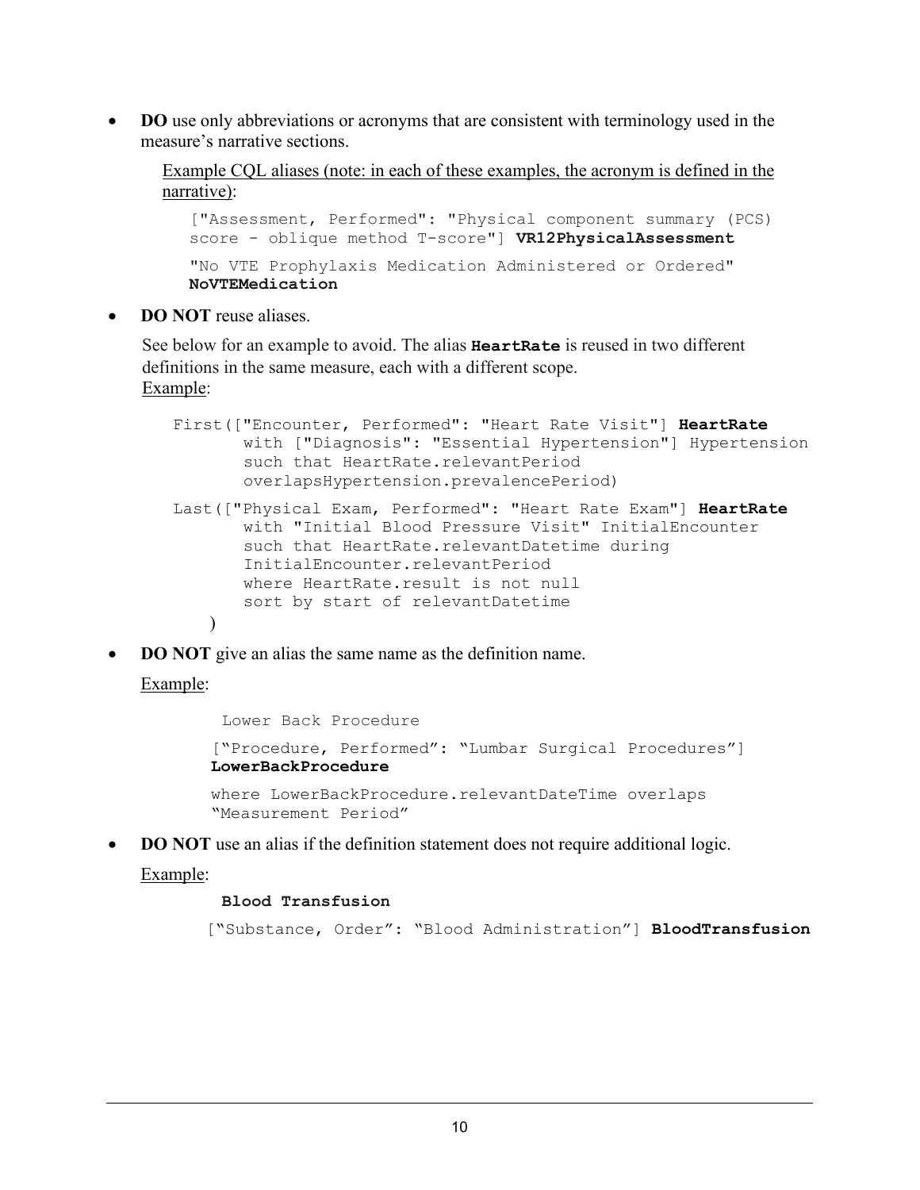- **DO** use only abbreviations or acronyms that are consistent with terminology used in the measure's narrative sections.

  Example CQL aliases (note: in each of these examples, the acronym is defined in the narrative):

  ```
  ["Assessment, Performed": "Physical component summary (PCS) score - oblique method T-score"] VR12PhysicalAssessment

  "No VTE Prophylaxis Medication Administered or Ordered" NoVTEMedication
  ```

- **DO NOT** reuse aliases.

  See below for an example to avoid. The alias **HeartRate** is reused in two different definitions in the same measure, each with a different scope.
  Example:

  ```
  First(["Encounter, Performed": "Heart Rate Visit"] HeartRate
         with ["Diagnosis": "Essential Hypertension"] Hypertension
         such that HeartRate.relevantPeriod
         overlapsHypertension.prevalencePeriod)

  Last(["Physical Exam, Performed": "Heart Rate Exam"] HeartRate
         with "Initial Blood Pressure Visit" InitialEncounter
         such that HeartRate.relevantDatetime during
         InitialEncounter.relevantPeriod
         where HeartRate.result is not null
         sort by start of relevantDatetime
     )
  ```

- **DO NOT** give an alias the same name as the definition name.

  Example:

  ```
  Lower Back Procedure

  ["Procedure, Performed": "Lumbar Surgical Procedures"] LowerBackProcedure

  where LowerBackProcedure.relevantDateTime overlaps "Measurement Period"
  ```

- **DO NOT** use an alias if the definition statement does not require additional logic.

  Example:

  ```
  Blood Transfusion

  ["Substance, Order": "Blood Administration"] BloodTransfusion
  ```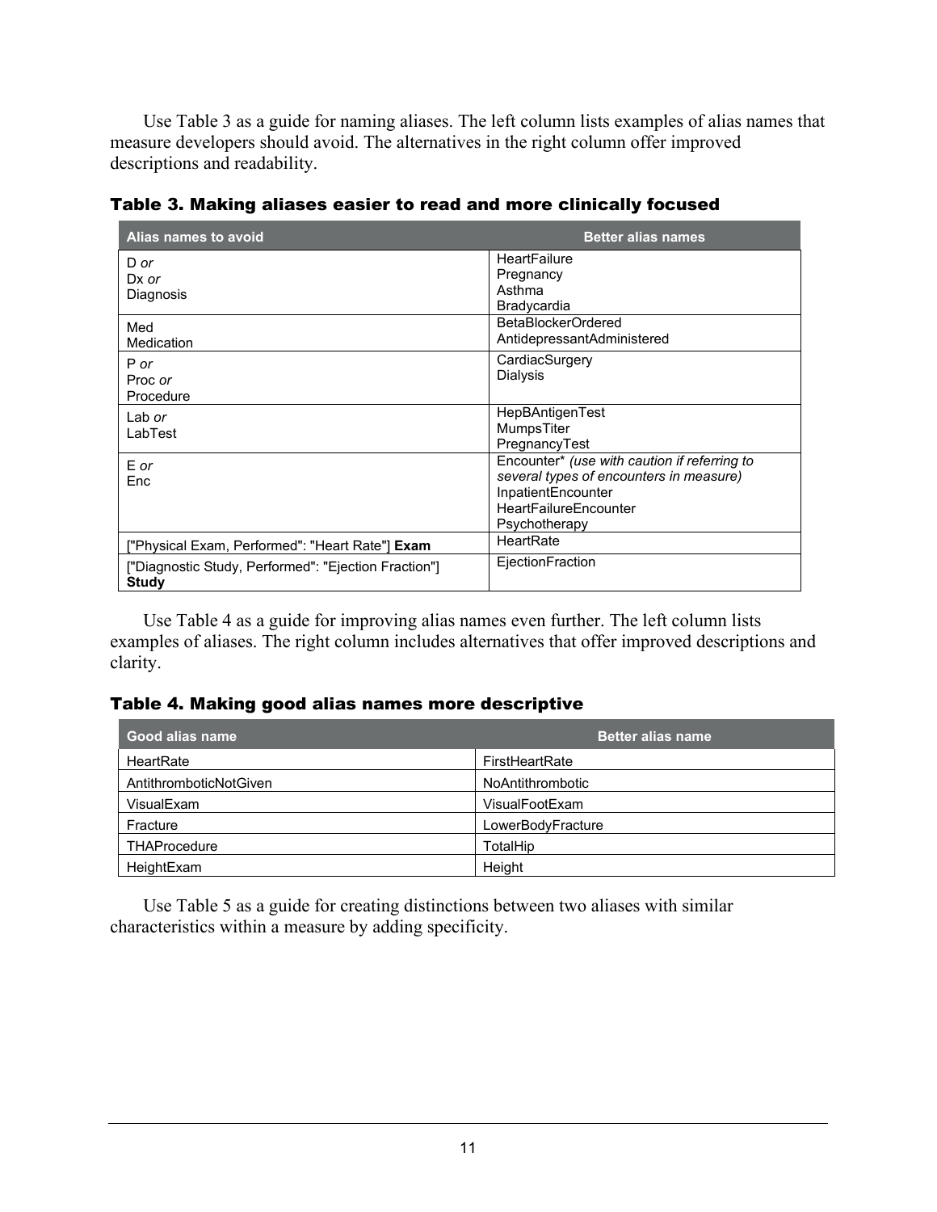Use Table 3 as a guide for naming aliases. The left column lists examples of alias names that measure developers should avoid. The alternatives in the right column offer improved descriptions and readability.

### Table 3. Making aliases easier to read and more clinically focused

| Alias names to avoid | Better alias names |
|---|---|
| D *or*<br>Dx *or*<br>Diagnosis | HeartFailure<br>Pregnancy<br>Asthma<br>Bradycardia |
| Med<br>Medication | BetaBlockerOrdered<br>AntidepressantAdministered |
| P *or*<br>Proc *or*<br>Procedure | CardiacSurgery<br>Dialysis |
| Lab *or*<br>LabTest | HepBAntigenTest<br>MumpsTiter<br>PregnancyTest |
| E *or*<br>Enc | Encounter* *(use with caution if referring to several types of encounters in measure)*<br>InpatientEncounter<br>HeartFailureEncounter<br>Psychotherapy |
| ["Physical Exam, Performed": "Heart Rate"] **Exam** | HeartRate |
| ["Diagnostic Study, Performed": "Ejection Fraction"] **Study** | EjectionFraction |

Use Table 4 as a guide for improving alias names even further. The left column lists examples of aliases. The right column includes alternatives that offer improved descriptions and clarity.

### Table 4. Making good alias names more descriptive

| Good alias name | Better alias name |
|---|---|
| HeartRate | FirstHeartRate |
| AntithromboticNotGiven | NoAntithrombotic |
| VisualExam | VisualFootExam |
| Fracture | LowerBodyFracture |
| THAProcedure | TotalHip |
| HeightExam | Height |

Use Table 5 as a guide for creating distinctions between two aliases with similar characteristics within a measure by adding specificity.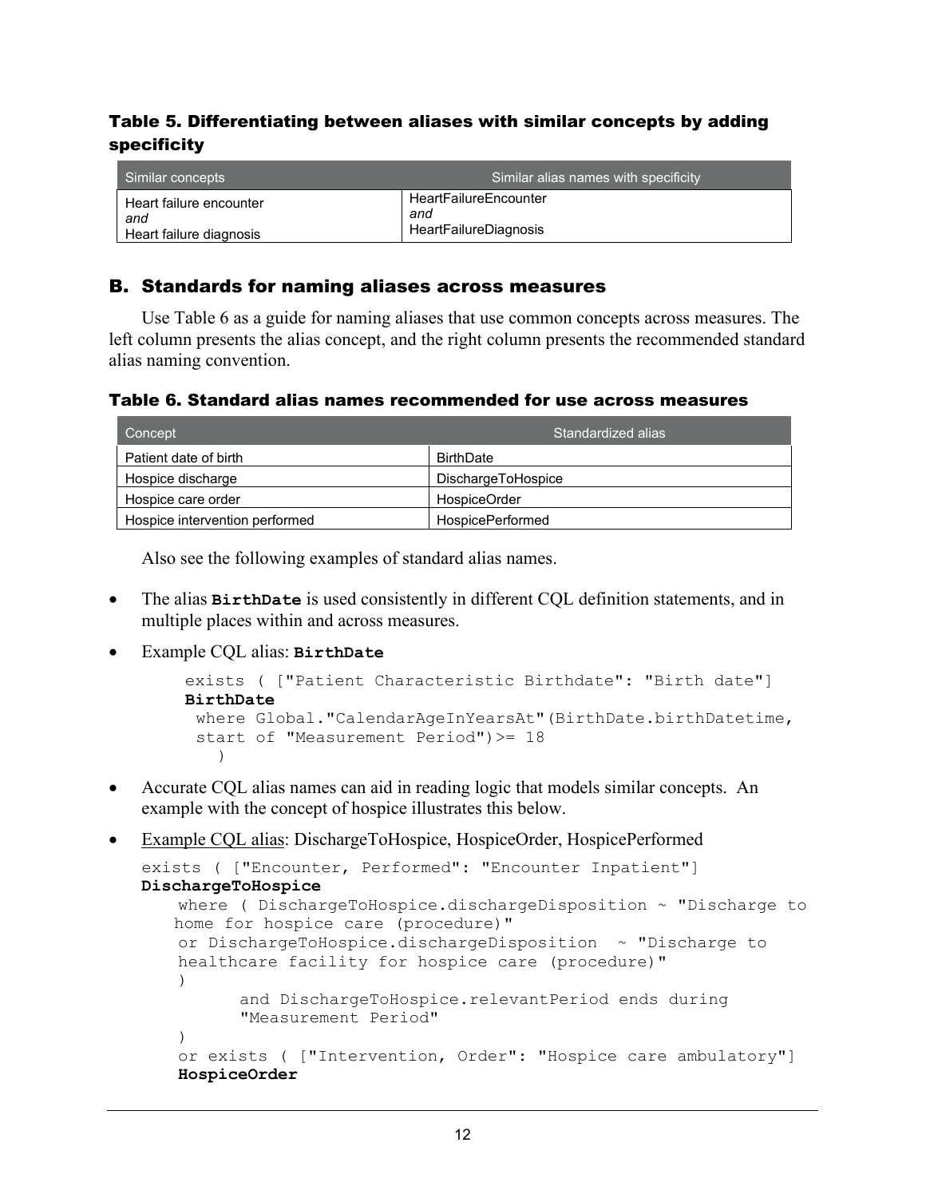**Table 5. Differentiating between aliases with similar concepts by adding specificity**

| Similar concepts | Similar alias names with specificity |
|---|---|
| Heart failure encounter *and* Heart failure diagnosis | HeartFailureEncounter *and* HeartFailureDiagnosis |

## B. Standards for naming aliases across measures

Use Table 6 as a guide for naming aliases that use common concepts across measures. The left column presents the alias concept, and the right column presents the recommended standard alias naming convention.

**Table 6. Standard alias names recommended for use across measures**

| Concept | Standardized alias |
|---|---|
| Patient date of birth | BirthDate |
| Hospice discharge | DischargeToHospice |
| Hospice care order | HospiceOrder |
| Hospice intervention performed | HospicePerformed |

Also see the following examples of standard alias names.

- The alias **BirthDate** is used consistently in different CQL definition statements, and in multiple places within and across measures.
- Example CQL alias: **BirthDate**

```
exists ( ["Patient Characteristic Birthdate": "Birth date"]
BirthDate
  where Global."CalendarAgeInYearsAt"(BirthDate.birthDatetime,
  start of "Measurement Period")>= 18
    )
```

- Accurate CQL alias names can aid in reading logic that models similar concepts. An example with the concept of hospice illustrates this below.
- Example CQL alias: DischargeToHospice, HospiceOrder, HospicePerformed

```
exists ( ["Encounter, Performed": "Encounter Inpatient"]
DischargeToHospice
    where ( DischargeToHospice.dischargeDisposition ~ "Discharge to
   home for hospice care (procedure)"
    or DischargeToHospice.dischargeDisposition  ~ "Discharge to
    healthcare facility for hospice care (procedure)"
    )
          and DischargeToHospice.relevantPeriod ends during
          "Measurement Period"
    )
    or exists ( ["Intervention, Order": "Hospice care ambulatory"]
    HospiceOrder
```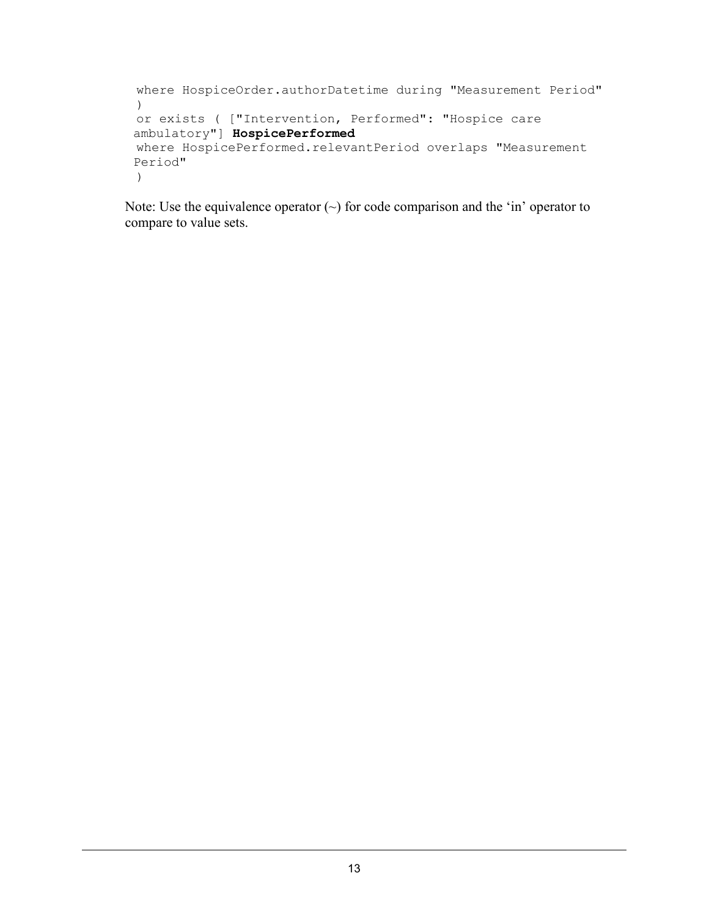```
 where HospiceOrder.authorDatetime during "Measurement Period"
 )
 or exists ( ["Intervention, Performed": "Hospice care
ambulatory"] HospicePerformed
 where HospicePerformed.relevantPeriod overlaps "Measurement
Period"
 )
```

Note: Use the equivalence operator (~) for code comparison and the 'in' operator to compare to value sets.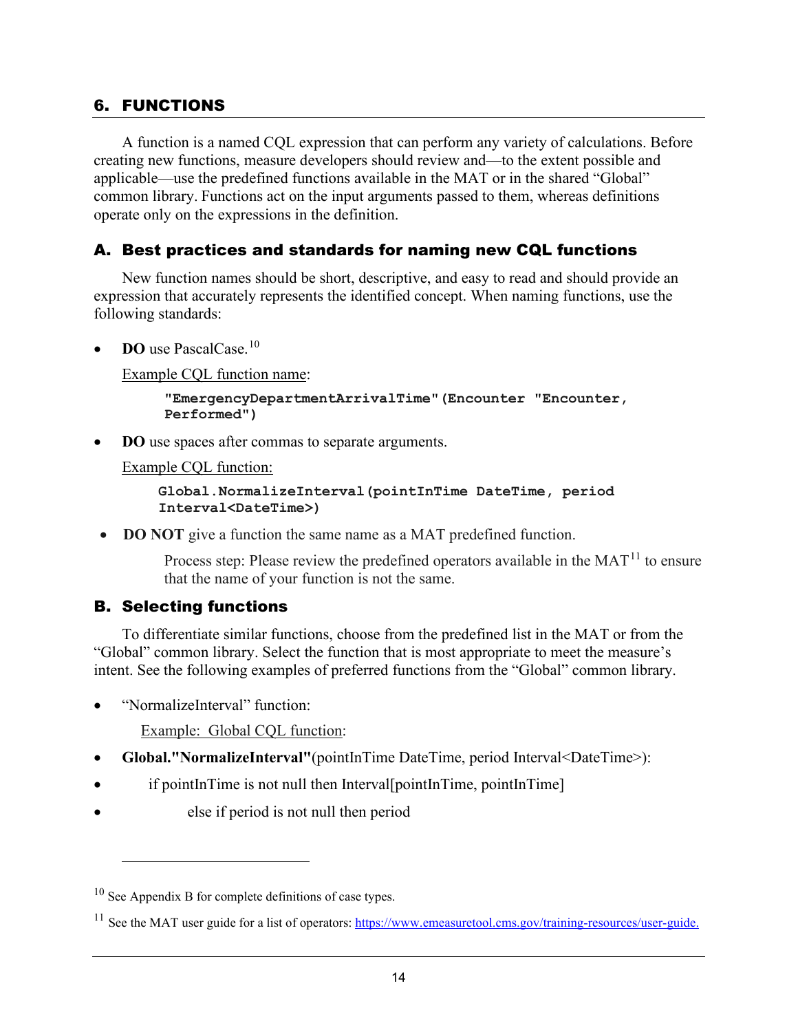## 6. FUNCTIONS

A function is a named CQL expression that can perform any variety of calculations. Before creating new functions, measure developers should review and—to the extent possible and applicable—use the predefined functions available in the MAT or in the shared "Global" common library. Functions act on the input arguments passed to them, whereas definitions operate only on the expressions in the definition.

### A. Best practices and standards for naming new CQL functions

New function names should be short, descriptive, and easy to read and should provide an expression that accurately represents the identified concept. When naming functions, use the following standards:

- **DO** use PascalCase.[10]

  Example CQL function name:

  ```
  "EmergencyDepartmentArrivalTime"(Encounter "Encounter, Performed")
  ```

- **DO** use spaces after commas to separate arguments.

  Example CQL function:

  ```
  Global.NormalizeInterval(pointInTime DateTime, period Interval<DateTime>)
  ```

- **DO NOT** give a function the same name as a MAT predefined function.

  Process step: Please review the predefined operators available in the MAT[11] to ensure that the name of your function is not the same.

### B. Selecting functions

To differentiate similar functions, choose from the predefined list in the MAT or from the "Global" common library. Select the function that is most appropriate to meet the measure's intent. See the following examples of preferred functions from the "Global" common library.

- "NormalizeInterval" function:

  Example: Global CQL function:

- **Global."NormalizeInterval"**(pointInTime DateTime, period Interval<DateTime>):
- if pointInTime is not null then Interval[pointInTime, pointInTime]
- else if period is not null then period

---

[10] See Appendix B for complete definitions of case types.

[11] See the MAT user guide for a list of operators: https://www.emeasuretool.cms.gov/training-resources/user-guide.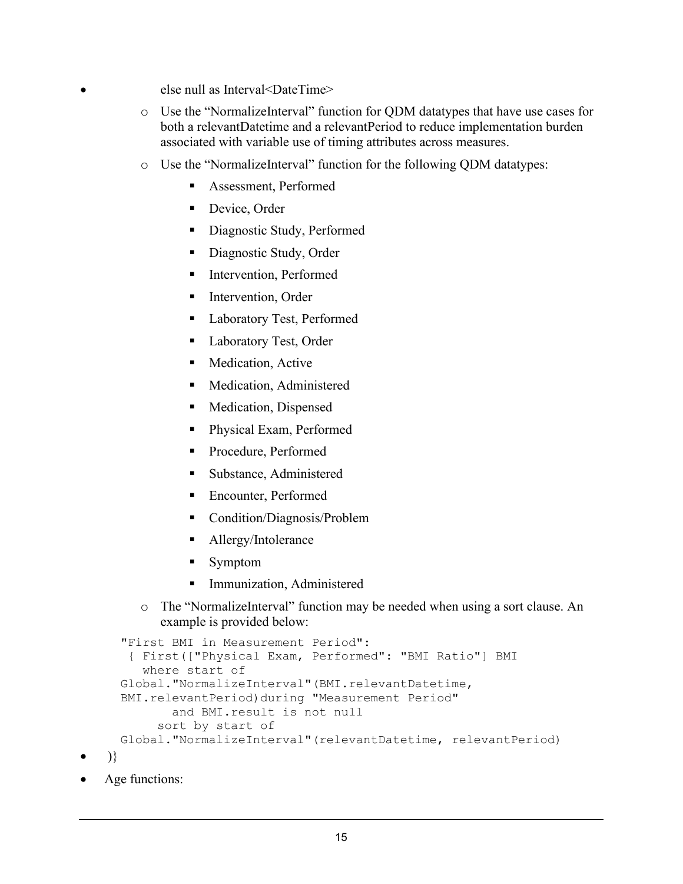- else null as Interval<DateTime>
  - Use the "NormalizeInterval" function for QDM datatypes that have use cases for both a relevantDatetime and a relevantPeriod to reduce implementation burden associated with variable use of timing attributes across measures.
  - Use the "NormalizeInterval" function for the following QDM datatypes:
    - Assessment, Performed
    - Device, Order
    - Diagnostic Study, Performed
    - Diagnostic Study, Order
    - Intervention, Performed
    - Intervention, Order
    - Laboratory Test, Performed
    - Laboratory Test, Order
    - Medication, Active
    - Medication, Administered
    - Medication, Dispensed
    - Physical Exam, Performed
    - Procedure, Performed
    - Substance, Administered
    - Encounter, Performed
    - Condition/Diagnosis/Problem
    - Allergy/Intolerance
    - Symptom
    - Immunization, Administered
  - The "NormalizeInterval" function may be needed when using a sort clause. An example is provided below:

```
"First BMI in Measurement Period":
 { First(["Physical Exam, Performed": "BMI Ratio"] BMI
   where start of
Global."NormalizeInterval"(BMI.relevantDatetime,
BMI.relevantPeriod)during "Measurement Period"
       and BMI.result is not null
     sort by start of
Global."NormalizeInterval"(relevantDatetime, relevantPeriod)
```

- )}
- Age functions: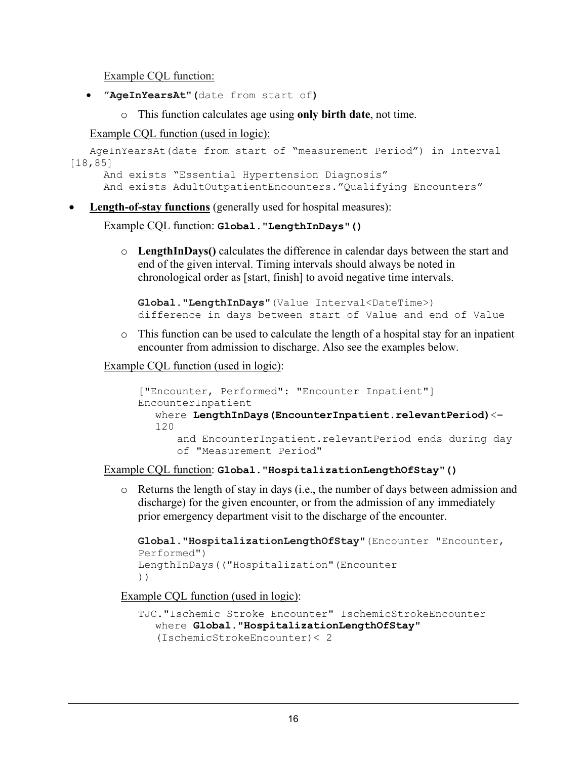Example CQL function:

- ”**AgeInYearsAt"(**date from start of**)**
  - This function calculates age using **only birth date**, not time.

Example CQL function (used in logic):

```
AgeInYearsAt(date from start of “measurement Period”) in Interval
[18,85]
   And exists “Essential Hypertension Diagnosis”
   And exists AdultOutpatientEncounters.”Qualifying Encounters”
```

- **Length-of-stay functions** (generally used for hospital measures):

  Example CQL function: **Global."LengthInDays"()**

  - **LengthInDays()** calculates the difference in calendar days between the start and end of the given interval. Timing intervals should always be noted in chronological order as [start, finish] to avoid negative time intervals.

    ```
    Global."LengthInDays"(Value Interval<DateTime>)
    difference in days between start of Value and end of Value
    ```

  - This function can be used to calculate the length of a hospital stay for an inpatient encounter from admission to discharge. Also see the examples below.

  Example CQL function (used in logic):

  ```
  ["Encounter, Performed": "Encounter Inpatient"]
  EncounterInpatient
     where LengthInDays(EncounterInpatient.relevantPeriod)<=
     120
        and EncounterInpatient.relevantPeriod ends during day
        of "Measurement Period"
  ```

  Example CQL function: **Global."HospitalizationLengthOfStay"()**

  - Returns the length of stay in days (i.e., the number of days between admission and discharge) for the given encounter, or from the admission of any immediately prior emergency department visit to the discharge of the encounter.

    ```
    Global."HospitalizationLengthOfStay"(Encounter "Encounter,
    Performed")
    LengthInDays(("Hospitalization"(Encounter
    ))
    ```

  Example CQL function (used in logic):

  ```
  TJC."Ischemic Stroke Encounter" IschemicStrokeEncounter
     where Global."HospitalizationLengthOfStay"
     (IschemicStrokeEncounter)< 2
  ```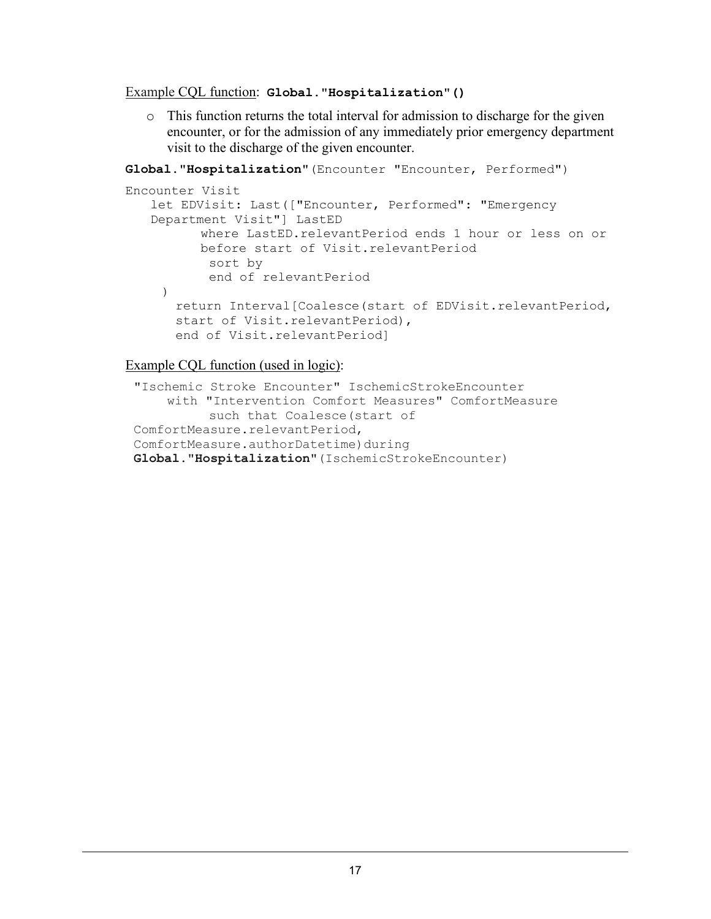<u>Example CQL function</u>: **Global."Hospitalization"()**

- This function returns the total interval for admission to discharge for the given encounter, or for the admission of any immediately prior emergency department visit to the discharge of the given encounter.

```
Global."Hospitalization"(Encounter "Encounter, Performed")

Encounter Visit
   let EDVisit: Last(["Encounter, Performed": "Emergency
   Department Visit"] LastED
         where LastED.relevantPeriod ends 1 hour or less on or
         before start of Visit.relevantPeriod
          sort by
          end of relevantPeriod
    )
      return Interval[Coalesce(start of EDVisit.relevantPeriod,
      start of Visit.relevantPeriod),
      end of Visit.relevantPeriod]
```

<u>Example CQL function (used in logic)</u>:

```
"Ischemic Stroke Encounter" IschemicStrokeEncounter
    with "Intervention Comfort Measures" ComfortMeasure
         such that Coalesce(start of
ComfortMeasure.relevantPeriod,
ComfortMeasure.authorDatetime)during
Global."Hospitalization"(IschemicStrokeEncounter)
```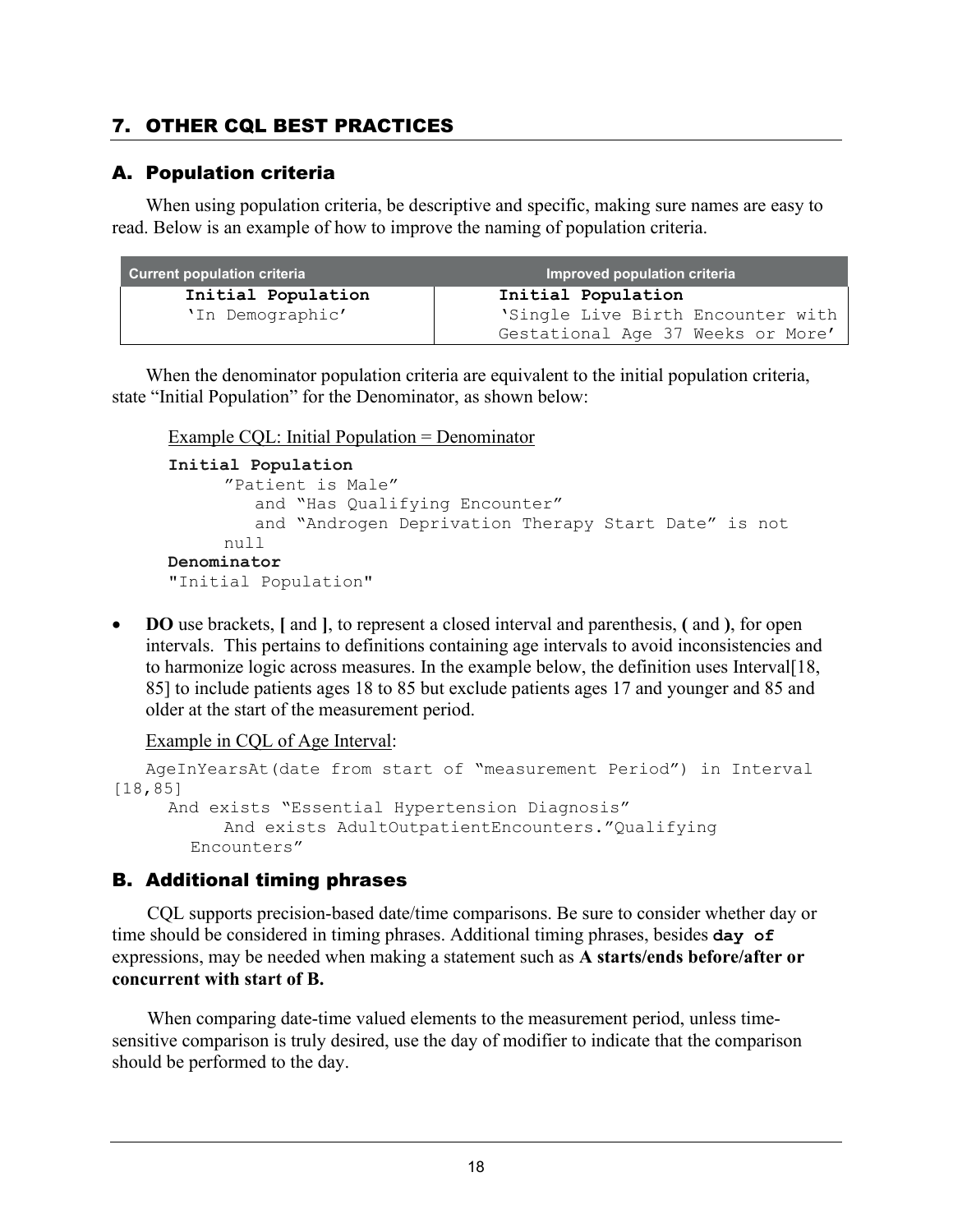## 7. OTHER CQL BEST PRACTICES

### A. Population criteria

When using population criteria, be descriptive and specific, making sure names are easy to read. Below is an example of how to improve the naming of population criteria.

| Current population criteria | Improved population criteria |
|---|---|
| **Initial Population** 'In Demographic' | **Initial Population** 'Single Live Birth Encounter with Gestational Age 37 Weeks or More' |

When the denominator population criteria are equivalent to the initial population criteria, state "Initial Population" for the Denominator, as shown below:

Example CQL: Initial Population = Denominator

```
Initial Population
      "Patient is Male"
         and "Has Qualifying Encounter"
         and "Androgen Deprivation Therapy Start Date" is not
      null
Denominator
"Initial Population"
```

- **DO** use brackets, **[** and **]**, to represent a closed interval and parenthesis, **(** and **)**, for open intervals. This pertains to definitions containing age intervals to avoid inconsistencies and to harmonize logic across measures. In the example below, the definition uses Interval[18, 85] to include patients ages 18 to 85 but exclude patients ages 17 and younger and 85 and older at the start of the measurement period.

Example in CQL of Age Interval:

```
AgeInYearsAt(date from start of "measurement Period") in Interval
[18,85]
   And exists "Essential Hypertension Diagnosis"
        And exists AdultOutpatientEncounters."Qualifying
     Encounters"
```

### B. Additional timing phrases

CQL supports precision-based date/time comparisons. Be sure to consider whether day or time should be considered in timing phrases. Additional timing phrases, besides **`day of`** expressions, may be needed when making a statement such as **A starts/ends before/after or concurrent with start of B.**

When comparing date-time valued elements to the measurement period, unless time-sensitive comparison is truly desired, use the day of modifier to indicate that the comparison should be performed to the day.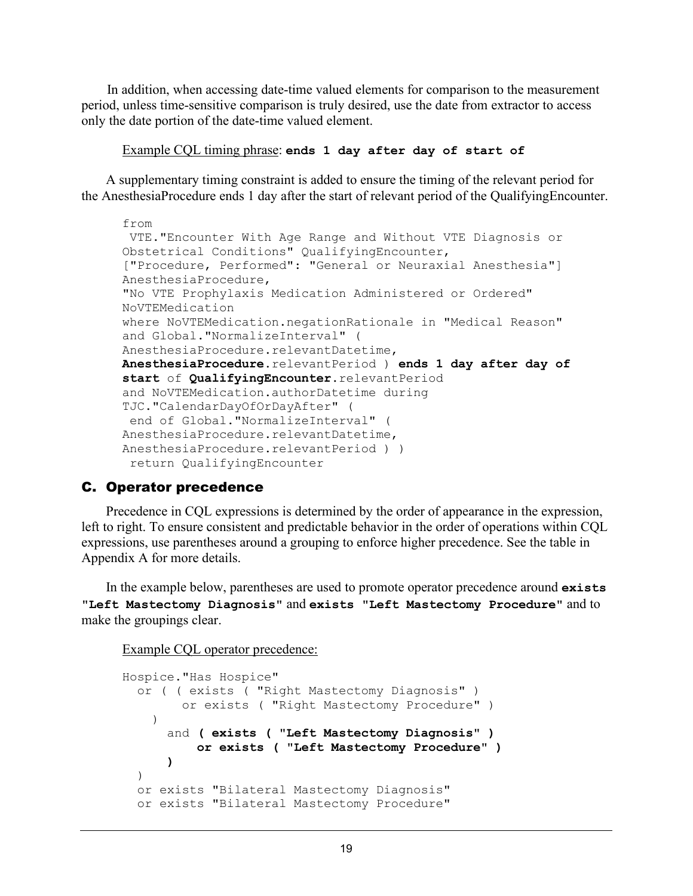In addition, when accessing date-time valued elements for comparison to the measurement period, unless time-sensitive comparison is truly desired, use the date from extractor to access only the date portion of the date-time valued element.

Example CQL timing phrase: **`ends 1 day after day of start of`**

A supplementary timing constraint is added to ensure the timing of the relevant period for the AnesthesiaProcedure ends 1 day after the start of relevant period of the QualifyingEncounter.

```
from
 VTE."Encounter With Age Range and Without VTE Diagnosis or
Obstetrical Conditions" QualifyingEncounter,
["Procedure, Performed": "General or Neuraxial Anesthesia"]
AnesthesiaProcedure,
"No VTE Prophylaxis Medication Administered or Ordered"
NoVTEMedication
where NoVTEMedication.negationRationale in "Medical Reason"
and Global."NormalizeInterval" (
AnesthesiaProcedure.relevantDatetime,
AnesthesiaProcedure.relevantPeriod ) ends 1 day after day of
start of QualifyingEncounter.relevantPeriod
and NoVTEMedication.authorDatetime during
TJC."CalendarDayOfOrDayAfter" (
 end of Global."NormalizeInterval" (
AnesthesiaProcedure.relevantDatetime,
AnesthesiaProcedure.relevantPeriod ) )
 return QualifyingEncounter
```

## C. Operator precedence

Precedence in CQL expressions is determined by the order of appearance in the expression, left to right. To ensure consistent and predictable behavior in the order of operations within CQL expressions, use parentheses around a grouping to enforce higher precedence. See the table in Appendix A for more details.

In the example below, parentheses are used to promote operator precedence around **`exists "Left Mastectomy Diagnosis"`** and **`exists "Left Mastectomy Procedure"`** and to make the groupings clear.

Example CQL operator precedence:

```
Hospice."Has Hospice"
  or ( ( exists ( "Right Mastectomy Diagnosis" )
        or exists ( "Right Mastectomy Procedure" )
    )
      and ( exists ( "Left Mastectomy Diagnosis" )
          or exists ( "Left Mastectomy Procedure" )
      )
  )
  or exists "Bilateral Mastectomy Diagnosis"
  or exists "Bilateral Mastectomy Procedure"
```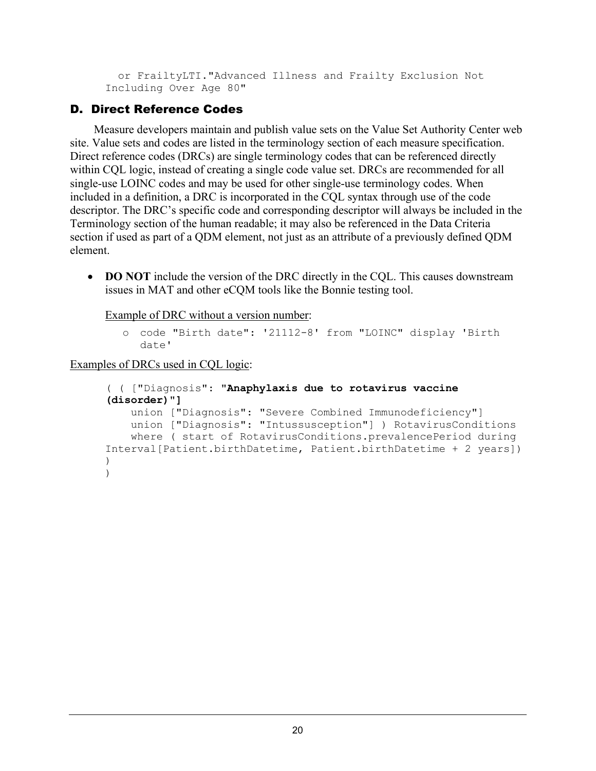```
  or FrailtyLTI."Advanced Illness and Frailty Exclusion Not
Including Over Age 80"
```

### D. Direct Reference Codes

Measure developers maintain and publish value sets on the Value Set Authority Center web site. Value sets and codes are listed in the terminology section of each measure specification. Direct reference codes (DRCs) are single terminology codes that can be referenced directly within CQL logic, instead of creating a single code value set. DRCs are recommended for all single-use LOINC codes and may be used for other single-use terminology codes. When included in a definition, a DRC is incorporated in the CQL syntax through use of the code descriptor. The DRC's specific code and corresponding descriptor will always be included in the Terminology section of the human readable; it may also be referenced in the Data Criteria section if used as part of a QDM element, not just as an attribute of a previously defined QDM element.

- **DO NOT** include the version of the DRC directly in the CQL. This causes downstream issues in MAT and other eCQM tools like the Bonnie testing tool.

  Example of DRC without a version number:

  - `code "Birth date": '21112-8' from "LOINC" display 'Birth date'`

Examples of DRCs used in CQL logic:

```
( ( ["Diagnosis": "Anaphylaxis due to rotavirus vaccine
(disorder)"]
    union ["Diagnosis": "Severe Combined Immunodeficiency"]
    union ["Diagnosis": "Intussusception"] ) RotavirusConditions
    where ( start of RotavirusConditions.prevalencePeriod during
Interval[Patient.birthDatetime, Patient.birthDatetime + 2 years])
)
)
```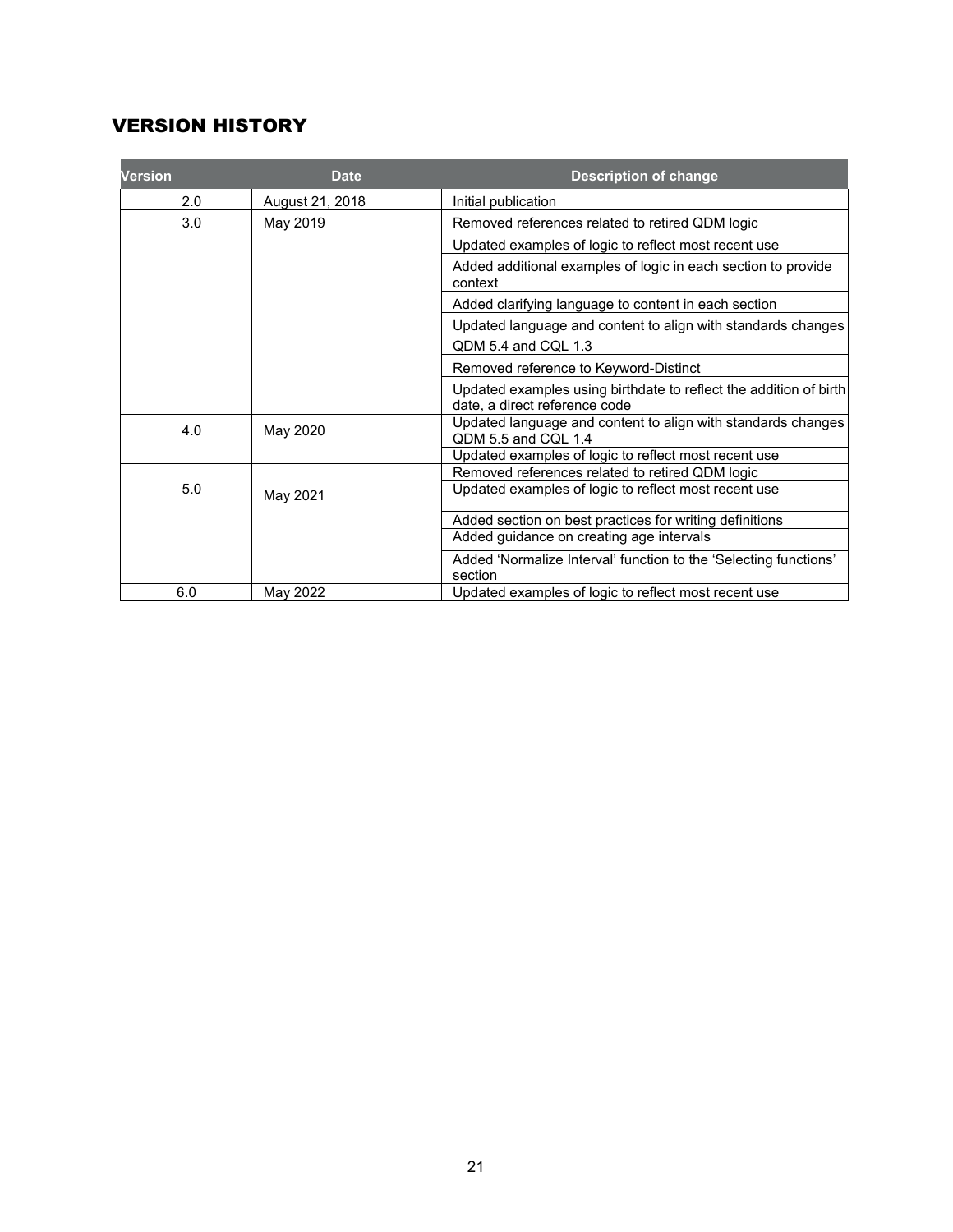## VERSION HISTORY

| Version | Date | Description of change |
|---|---|---|
| 2.0 | August 21, 2018 | Initial publication |
| 3.0 | May 2019 | Removed references related to retired QDM logic |
| | | Updated examples of logic to reflect most recent use |
| | | Added additional examples of logic in each section to provide context |
| | | Added clarifying language to content in each section |
| | | Updated language and content to align with standards changes QDM 5.4 and CQL 1.3 |
| | | Removed reference to Keyword-Distinct |
| | | Updated examples using birthdate to reflect the addition of birth date, a direct reference code |
| 4.0 | May 2020 | Updated language and content to align with standards changes QDM 5.5 and CQL 1.4 |
| | | Updated examples of logic to reflect most recent use |
| 5.0 | May 2021 | Removed references related to retired QDM logic |
| | | Updated examples of logic to reflect most recent use |
| | | Added section on best practices for writing definitions |
| | | Added guidance on creating age intervals |
| | | Added 'Normalize Interval' function to the 'Selecting functions' section |
| 6.0 | May 2022 | Updated examples of logic to reflect most recent use |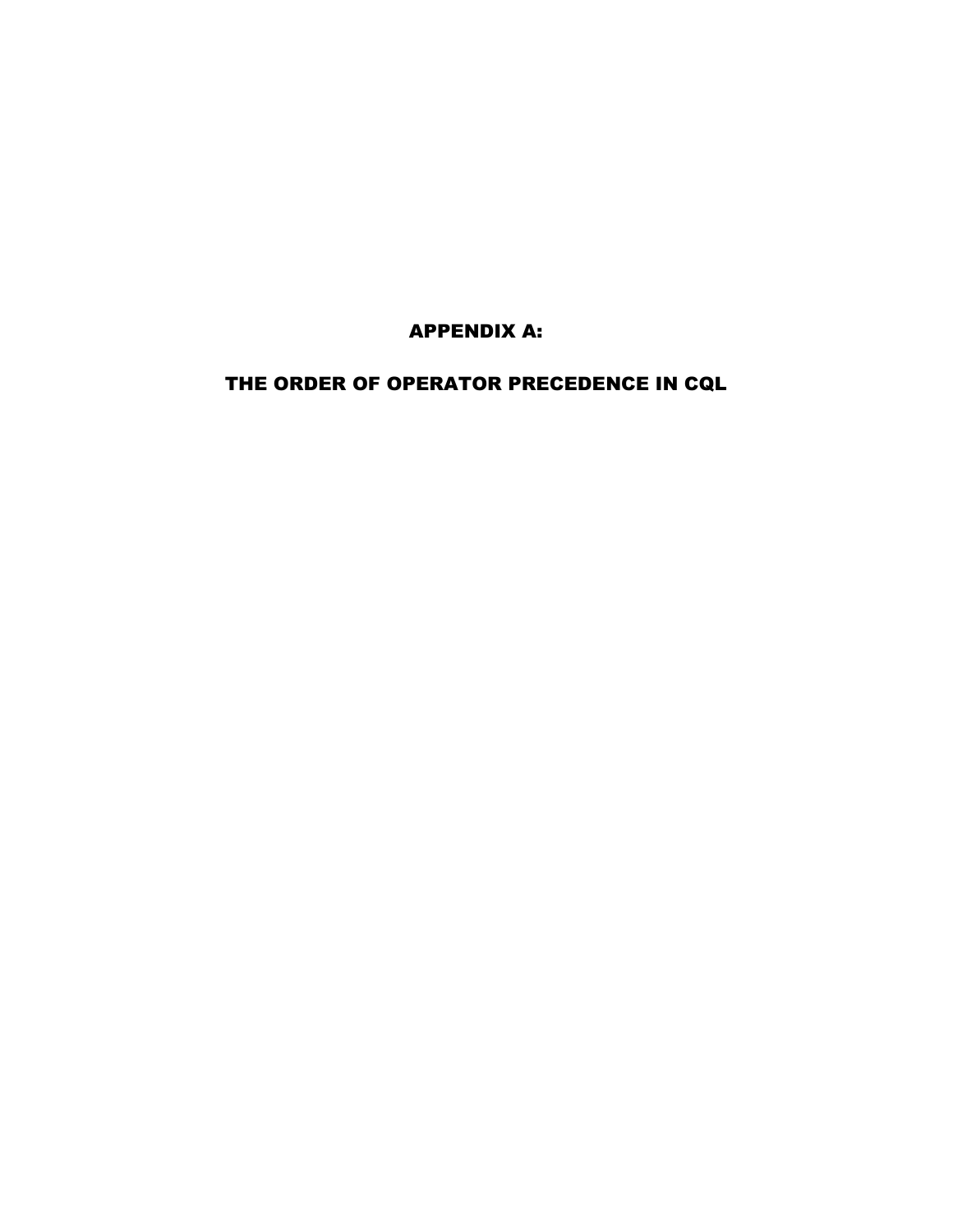# APPENDIX A:

# THE ORDER OF OPERATOR PRECEDENCE IN CQL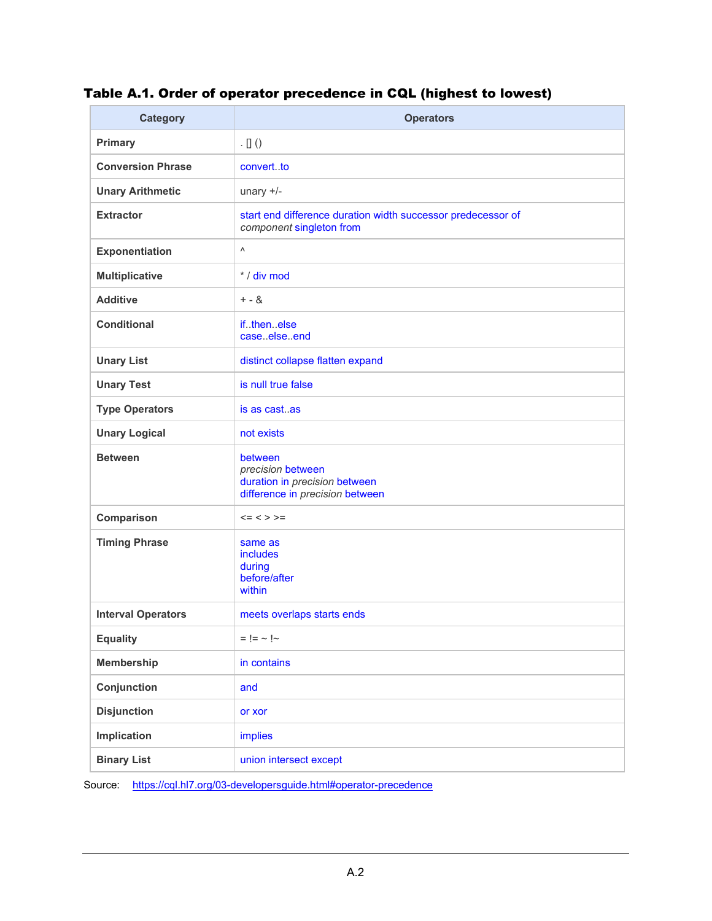**Table A.1. Order of operator precedence in CQL (highest to lowest)**

| Category | Operators |
| --- | --- |
| **Primary** | . [] () |
| **Conversion Phrase** | convert..to |
| **Unary Arithmetic** | unary +/- |
| **Extractor** | start end difference duration width successor predecessor of *component* singleton from |
| **Exponentiation** | ^ |
| **Multiplicative** | * / div mod |
| **Additive** | + - & |
| **Conditional** | if..then..else<br>case..else..end |
| **Unary List** | distinct collapse flatten expand |
| **Unary Test** | is null true false |
| **Type Operators** | is as cast..as |
| **Unary Logical** | not exists |
| **Between** | between<br>*precision* between<br>duration in *precision* between<br>difference in *precision* between |
| **Comparison** | <= < > >= |
| **Timing Phrase** | same as<br>includes<br>during<br>before/after<br>within |
| **Interval Operators** | meets overlaps starts ends |
| **Equality** | = != ~ !~ |
| **Membership** | in contains |
| **Conjunction** | and |
| **Disjunction** | or xor |
| **Implication** | implies |
| **Binary List** | union intersect except |

Source: https://cql.hl7.org/03-developersguide.html#operator-precedence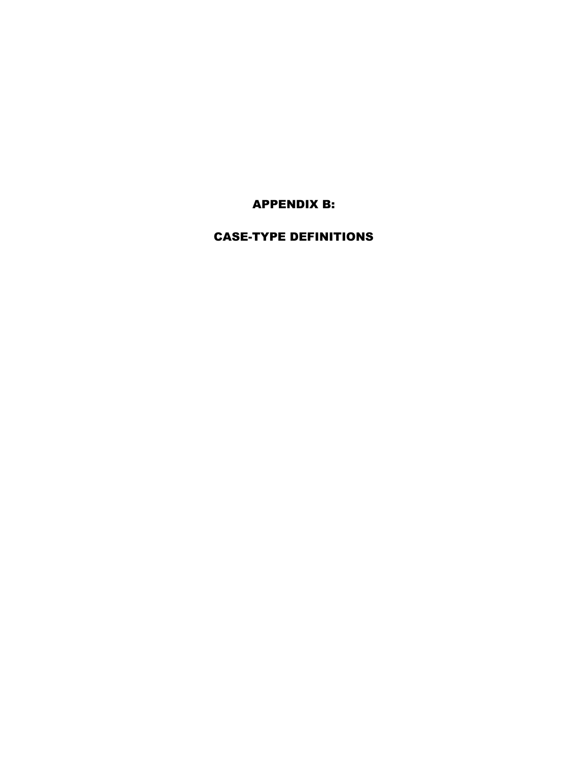# APPENDIX B:

# CASE-TYPE DEFINITIONS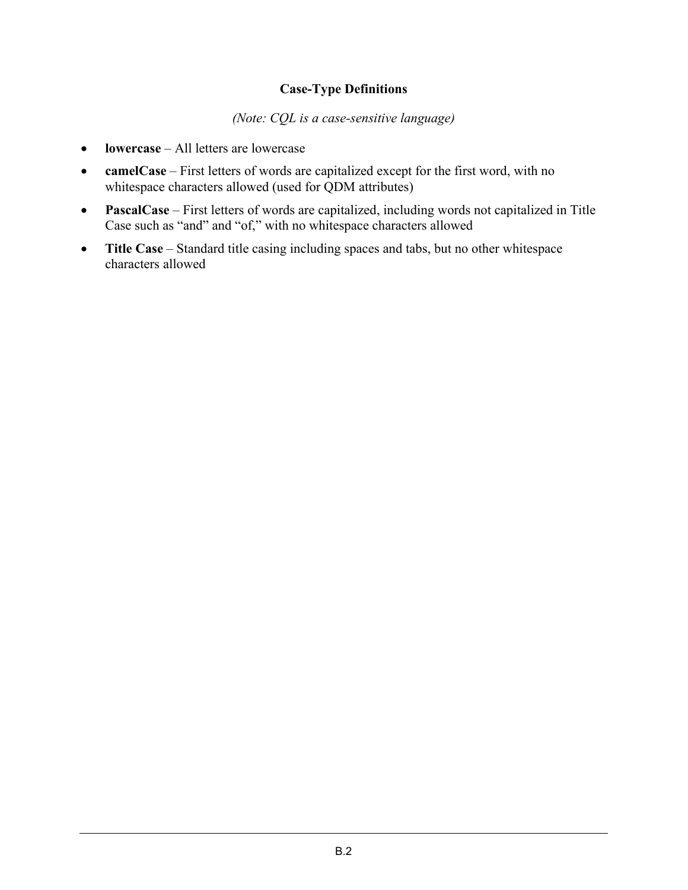**Case-Type Definitions**

*(Note: CQL is a case-sensitive language)*

- **lowercase** – All letters are lowercase
- **camelCase** – First letters of words are capitalized except for the first word, with no whitespace characters allowed (used for QDM attributes)
- **PascalCase** – First letters of words are capitalized, including words not capitalized in Title Case such as “and” and “of,” with no whitespace characters allowed
- **Title Case** – Standard title casing including spaces and tabs, but no other whitespace characters allowed